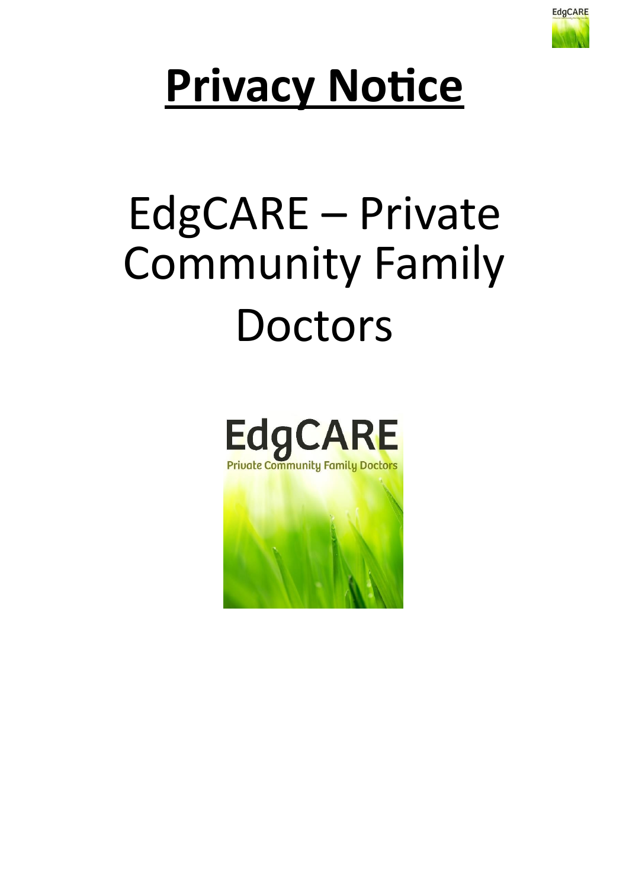# Privacy Notice

# EdgCARE – Private Community Family Doctors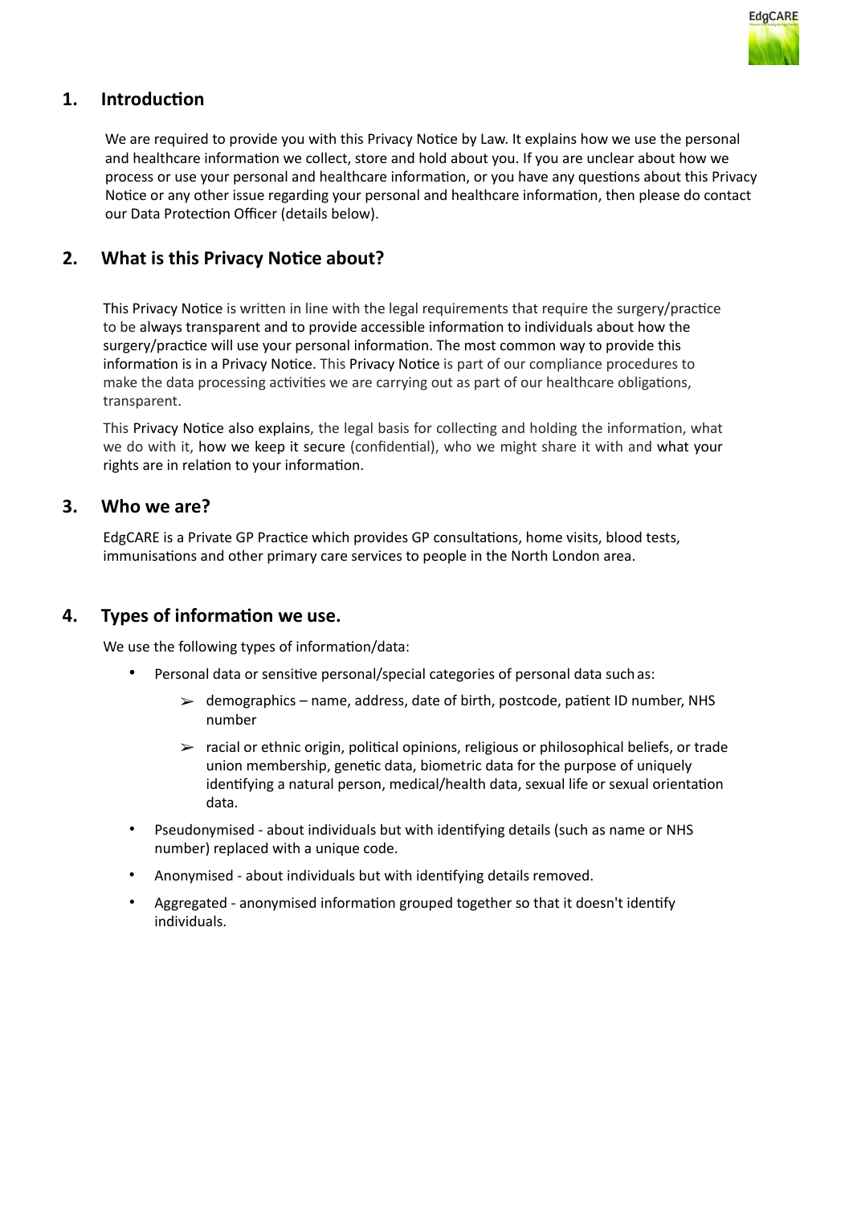## 1. Introduction

We are required to provide you with this Privacy Notice by Law. It explains how we use the personal and healthcare information we collect, store and hold about you. If you are unclear about how we process or use your personal and healthcare information, or you have any questions about this Privacy Notice or any other issue regarding your personal and healthcare information, then please do contact our Data Protection Officer (details below).

## 2. What is this Privacy Notice about?

This Privacy Notice is written in line with the legal requirements that require the surgery/practice to be always transparent and to provide accessible information to individuals about how the surgery/practice will use your personal information. The most common way to provide this information is in a Privacy Notice. This Privacy Notice is part of our compliance procedures to make the data processing activities we are carrying out as part of our healthcare obligations, transparent.

This Privacy Notice also explains, the legal basis for collecting and holding the information, what we do with it, how we keep it secure (confidential), who we might share it with and what your rights are in relation to your information.

## 3. Who we are?

EdgCARE is a Private GP Practice which provides GP consultations, home visits, blood tests, immunisations and other primary care services to people in the North London area.

## 4. Types of information we use.

We use the following types of information/data:

- Personal data or sensitive personal/special categories of personal data such as:
  - ➢ demographics – name, address, date of birth, postcode, patient ID number, NHS number
  - ➢ racial or ethnic origin, political opinions, religious or philosophical beliefs, or trade union membership, genetic data, biometric data for the purpose of uniquely identifying a natural person, medical/health data, sexual life or sexual orientation data.
- Pseudonymised - about individuals but with identifying details (such as name or NHS number) replaced with a unique code.
- Anonymised - about individuals but with identifying details removed.
- Aggregated - anonymised information grouped together so that it doesn't identify individuals.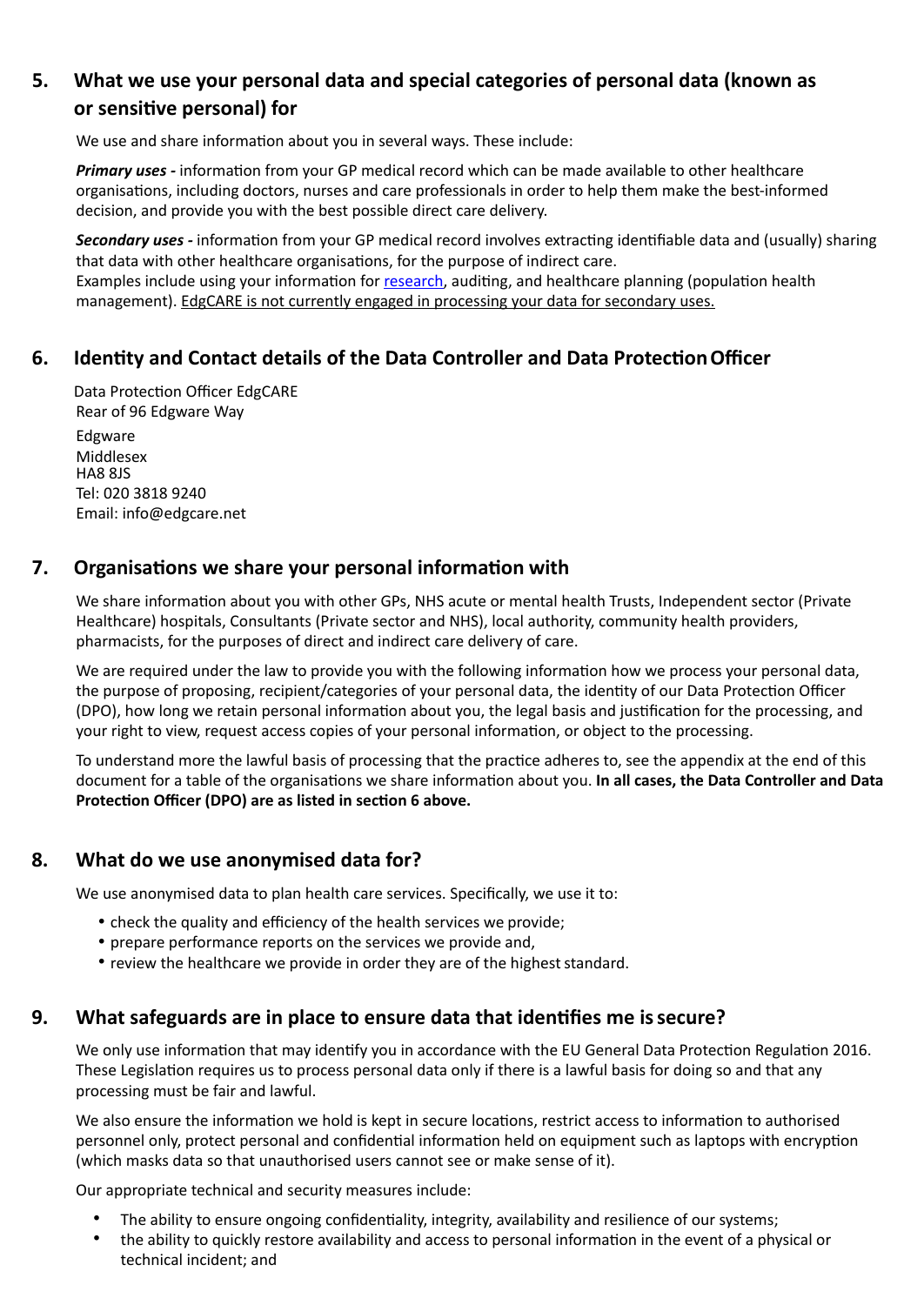## 5. What we use your personal data and special categories of personal data (known as or sensitive personal) for

We use and share information about you in several ways. These include:

***Primary uses -*** information from your GP medical record which can be made available to other healthcare organisations, including doctors, nurses and care professionals in order to help them make the best-informed decision, and provide you with the best possible direct care delivery.

***Secondary uses -*** information from your GP medical record involves extracting identifiable data and (usually) sharing that data with other healthcare organisations, for the purpose of indirect care.
Examples include using your information for research, auditing, and healthcare planning (population health management). <u>EdgCARE is not currently engaged in processing your data for secondary uses.</u>

## 6. Identity and Contact details of the Data Controller and Data Protection Officer

Data Protection Officer EdgCARE
Rear of 96 Edgware Way
Edgware
Middlesex
HA8 8JS
Tel: 020 3818 9240
Email: info@edgcare.net

## 7. Organisations we share your personal information with

We share information about you with other GPs, NHS acute or mental health Trusts, Independent sector (Private Healthcare) hospitals, Consultants (Private sector and NHS), local authority, community health providers, pharmacists, for the purposes of direct and indirect care delivery of care.

We are required under the law to provide you with the following information how we process your personal data, the purpose of proposing, recipient/categories of your personal data, the identity of our Data Protection Officer (DPO), how long we retain personal information about you, the legal basis and justification for the processing, and your right to view, request access copies of your personal information, or object to the processing.

To understand more the lawful basis of processing that the practice adheres to, see the appendix at the end of this document for a table of the organisations we share information about you. **In all cases, the Data Controller and Data Protection Officer (DPO) are as listed in section 6 above.**

## 8. What do we use anonymised data for?

We use anonymised data to plan health care services. Specifically, we use it to:

- check the quality and efficiency of the health services we provide;
- prepare performance reports on the services we provide and,
- review the healthcare we provide in order they are of the highest standard.

## 9. What safeguards are in place to ensure data that identifies me is secure?

We only use information that may identify you in accordance with the EU General Data Protection Regulation 2016. These Legislation requires us to process personal data only if there is a lawful basis for doing so and that any processing must be fair and lawful.

We also ensure the information we hold is kept in secure locations, restrict access to information to authorised personnel only, protect personal and confidential information held on equipment such as laptops with encryption (which masks data so that unauthorised users cannot see or make sense of it).

Our appropriate technical and security measures include:

- The ability to ensure ongoing confidentiality, integrity, availability and resilience of our systems;
- the ability to quickly restore availability and access to personal information in the event of a physical or technical incident; and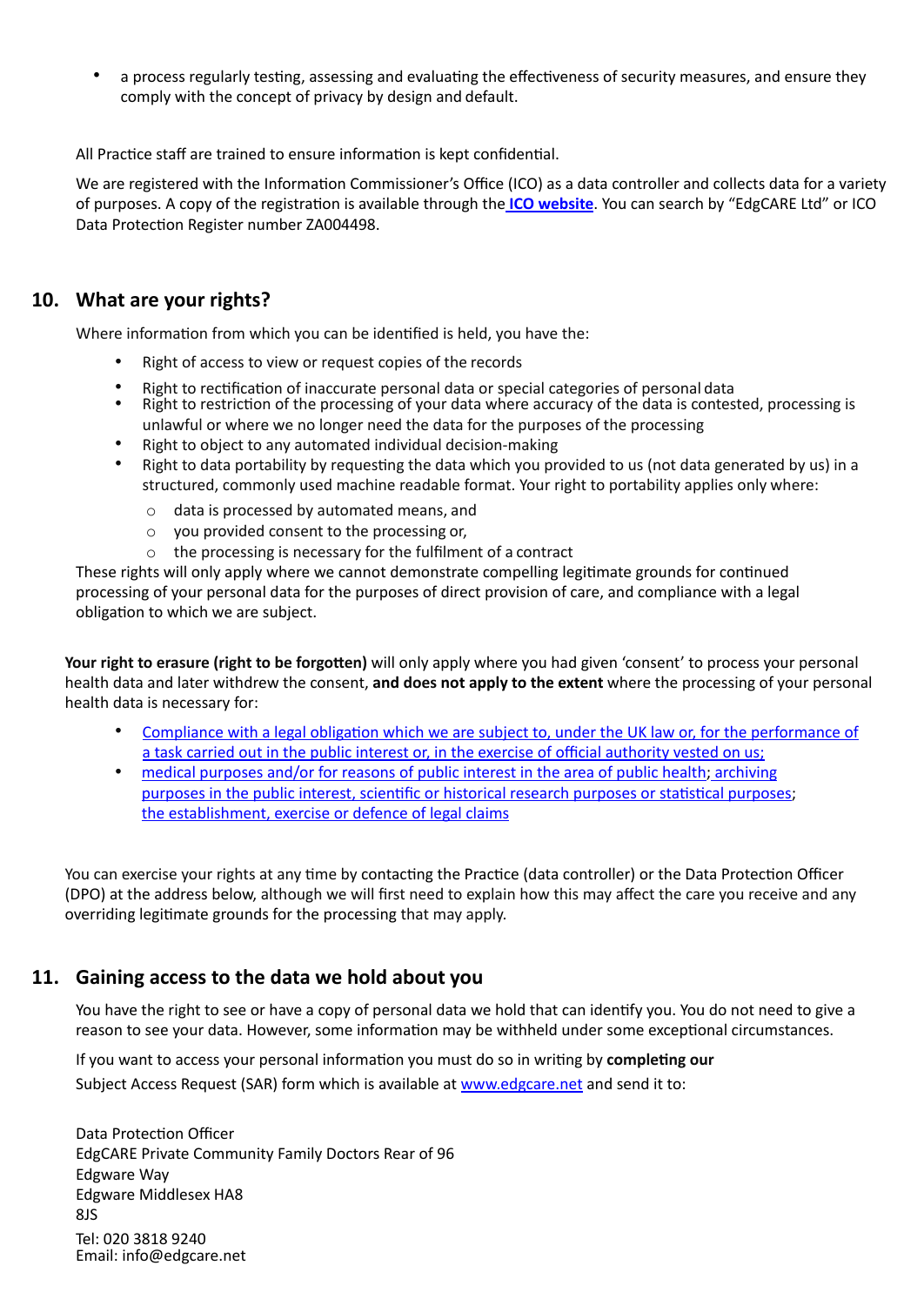- a process regularly testing, assessing and evaluating the effectiveness of security measures, and ensure they comply with the concept of privacy by design and default.

All Practice staff are trained to ensure information is kept confidential.

We are registered with the Information Commissioner's Office (ICO) as a data controller and collects data for a variety of purposes. A copy of the registration is available through the **ICO website**. You can search by "EdgCARE Ltd" or ICO Data Protection Register number ZA004498.

## 10. What are your rights?

Where information from which you can be identified is held, you have the:

- Right of access to view or request copies of the records
- Right to rectification of inaccurate personal data or special categories of personal data
- Right to restriction of the processing of your data where accuracy of the data is contested, processing is unlawful or where we no longer need the data for the purposes of the processing
- Right to object to any automated individual decision-making
- Right to data portability by requesting the data which you provided to us (not data generated by us) in a structured, commonly used machine readable format. Your right to portability applies only where:
  - data is processed by automated means, and
  - you provided consent to the processing or,
  - the processing is necessary for the fulfilment of a contract

These rights will only apply where we cannot demonstrate compelling legitimate grounds for continued processing of your personal data for the purposes of direct provision of care, and compliance with a legal obligation to which we are subject.

**Your right to erasure (right to be forgotten)** will only apply where you had given 'consent' to process your personal health data and later withdrew the consent, **and does not apply to the extent** where the processing of your personal health data is necessary for:

- Compliance with a legal obligation which we are subject to, under the UK law or, for the performance of a task carried out in the public interest or, in the exercise of official authority vested on us;
- medical purposes and/or for reasons of public interest in the area of public health; archiving purposes in the public interest, scientific or historical research purposes or statistical purposes; the establishment, exercise or defence of legal claims

You can exercise your rights at any time by contacting the Practice (data controller) or the Data Protection Officer (DPO) at the address below, although we will first need to explain how this may affect the care you receive and any overriding legitimate grounds for the processing that may apply.

## 11. Gaining access to the data we hold about you

You have the right to see or have a copy of personal data we hold that can identify you. You do not need to give a reason to see your data. However, some information may be withheld under some exceptional circumstances.

If you want to access your personal information you must do so in writing by **completing our** Subject Access Request (SAR) form which is available at www.edgcare.net and send it to:

Data Protection Officer
EdgCARE Private Community Family Doctors Rear of 96
Edgware Way
Edgware Middlesex HA8
8JS

Tel: 020 3818 9240
Email: info@edgcare.net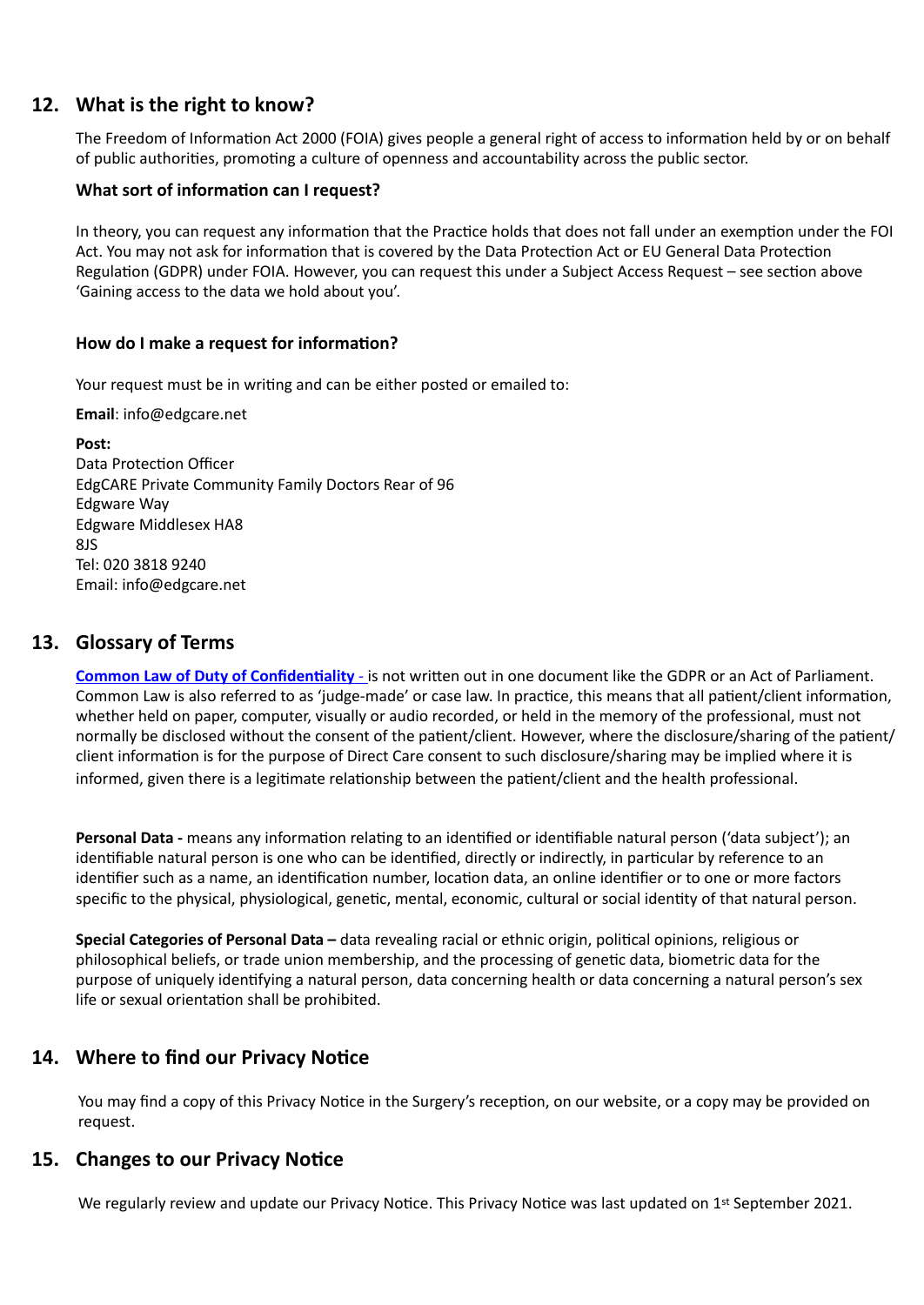## 12. What is the right to know?

The Freedom of Information Act 2000 (FOIA) gives people a general right of access to information held by or on behalf of public authorities, promoting a culture of openness and accountability across the public sector.

### What sort of information can I request?

In theory, you can request any information that the Practice holds that does not fall under an exemption under the FOI Act. You may not ask for information that is covered by the Data Protection Act or EU General Data Protection Regulation (GDPR) under FOIA. However, you can request this under a Subject Access Request – see section above 'Gaining access to the data we hold about you'.

### How do I make a request for information?

Your request must be in writing and can be either posted or emailed to:

**Email**: info@edgcare.net

**Post:**
Data Protection Officer
EdgCARE Private Community Family Doctors Rear of 96
Edgware Way
Edgware Middlesex HA8
8JS
Tel: 020 3818 9240
Email: info@edgcare.net

## 13. Glossary of Terms

**Common Law of Duty of Confidentiality -** is not written out in one document like the GDPR or an Act of Parliament. Common Law is also referred to as 'judge-made' or case law. In practice, this means that all patient/client information, whether held on paper, computer, visually or audio recorded, or held in the memory of the professional, must not normally be disclosed without the consent of the patient/client. However, where the disclosure/sharing of the patient/client information is for the purpose of Direct Care consent to such disclosure/sharing may be implied where it is informed, given there is a legitimate relationship between the patient/client and the health professional.

**Personal Data -** means any information relating to an identified or identifiable natural person ('data subject'); an identifiable natural person is one who can be identified, directly or indirectly, in particular by reference to an identifier such as a name, an identification number, location data, an online identifier or to one or more factors specific to the physical, physiological, genetic, mental, economic, cultural or social identity of that natural person.

**Special Categories of Personal Data –** data revealing racial or ethnic origin, political opinions, religious or philosophical beliefs, or trade union membership, and the processing of genetic data, biometric data for the purpose of uniquely identifying a natural person, data concerning health or data concerning a natural person's sex life or sexual orientation shall be prohibited.

## 14. Where to find our Privacy Notice

You may find a copy of this Privacy Notice in the Surgery's reception, on our website, or a copy may be provided on request.

## 15. Changes to our Privacy Notice

We regularly review and update our Privacy Notice. This Privacy Notice was last updated on 1st September 2021.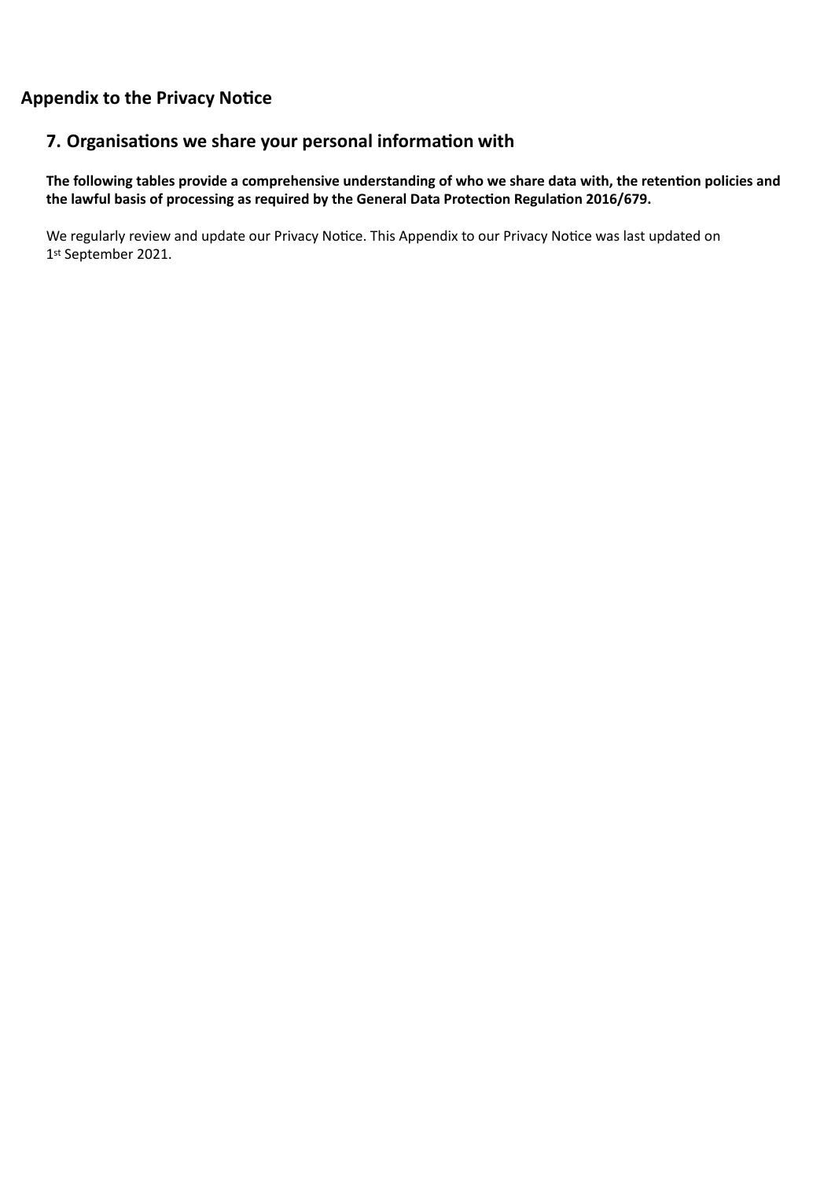# Appendix to the Privacy Notice

## 7. Organisations we share your personal information with

**The following tables provide a comprehensive understanding of who we share data with, the retention policies and the lawful basis of processing as required by the General Data Protection Regulation 2016/679.**

We regularly review and update our Privacy Notice. This Appendix to our Privacy Notice was last updated on 1st September 2021.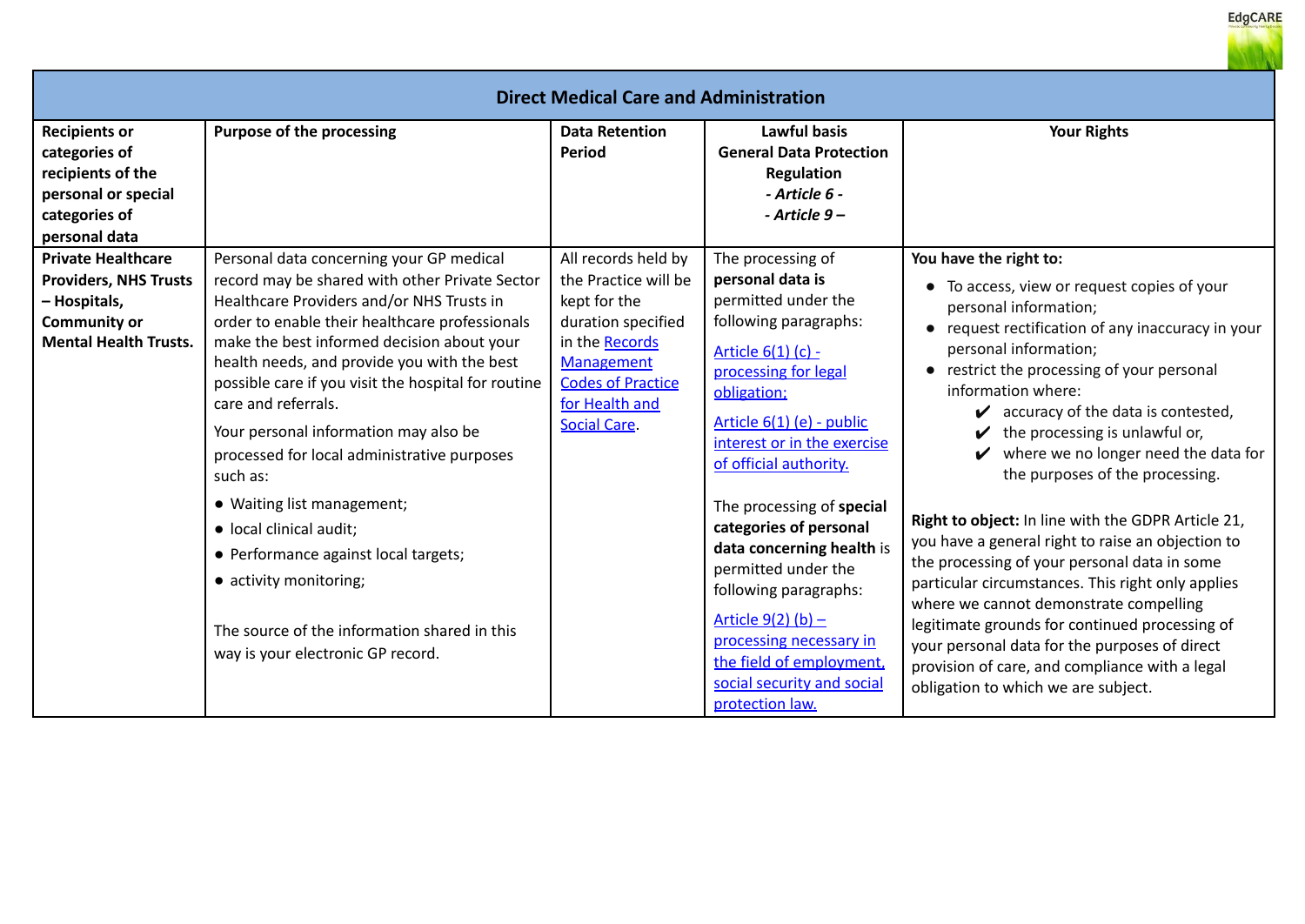| Direct Medical Care and Administration | | | | |
|---|---|---|---|---|
| **Recipients or categories of recipients of the personal or special categories of personal data** | **Purpose of the processing** | **Data Retention Period** | **Lawful basis General Data Protection Regulation** ***- Article 6 -*** ***- Article 9 –*** | **Your Rights** |
| **Private Healthcare Providers, NHS Trusts – Hospitals, Community or Mental Health Trusts.** | Personal data concerning your GP medical record may be shared with other Private Sector Healthcare Providers and/or NHS Trusts in order to enable their healthcare professionals make the best informed decision about your health needs, and provide you with the best possible care if you visit the hospital for routine care and referrals.<br><br>Your personal information may also be processed for local administrative purposes such as:<br><br>• Waiting list management;<br>• local clinical audit;<br>• Performance against local targets;<br>• activity monitoring;<br><br>The source of the information shared in this way is your electronic GP record. | All records held by the Practice will be kept for the duration specified in the Records Management Codes of Practice for Health and Social Care. | The processing of **personal data is** permitted under the following paragraphs:<br><br>Article 6(1) (c) - processing for legal obligation;<br><br>Article 6(1) (e) - public interest or in the exercise of official authority.<br><br>The processing of **special categories of personal data concerning health** is permitted under the following paragraphs:<br><br>Article 9(2) (b) – processing necessary in the field of employment, social security and social protection law. | **You have the right to:**<br><br>• To access, view or request copies of your personal information;<br>• request rectification of any inaccuracy in your personal information;<br>• restrict the processing of your personal information where:<br>✔ accuracy of the data is contested,<br>✔ the processing is unlawful or,<br>✔ where we no longer need the data for the purposes of the processing.<br><br>**Right to object:** In line with the GDPR Article 21, you have a general right to raise an objection to the processing of your personal data in some particular circumstances. This right only applies where we cannot demonstrate compelling legitimate grounds for continued processing of your personal data for the purposes of direct provision of care, and compliance with a legal obligation to which we are subject. |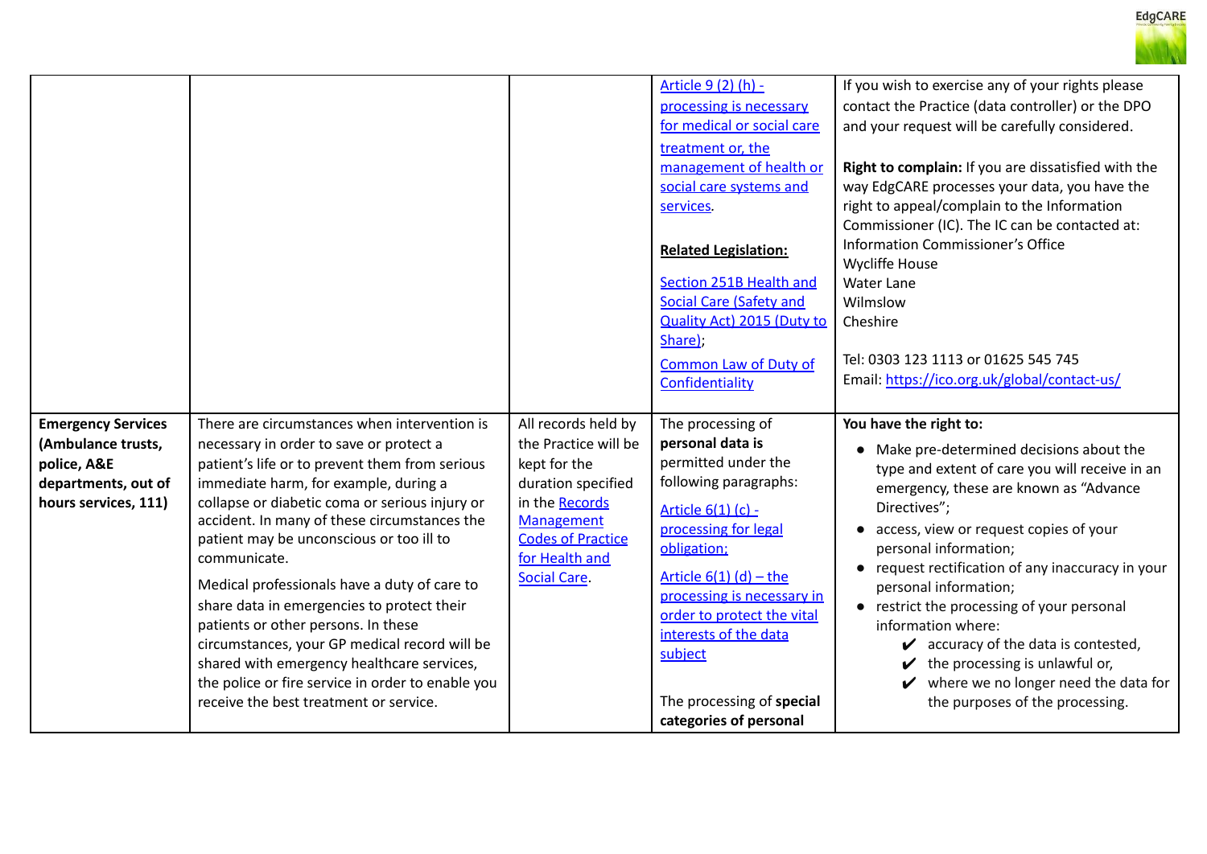| | | | | |
|---|---|---|---|---|
| | | | Article 9 (2) (h) - processing is necessary for medical or social care treatment or, the management of health or social care systems and services.<br><br>**Related Legislation:**<br><br>Section 251B Health and Social Care (Safety and Quality Act) 2015 (Duty to Share);<br><br>Common Law of Duty of Confidentiality | If you wish to exercise any of your rights please contact the Practice (data controller) or the DPO and your request will be carefully considered.<br><br>**Right to complain:** If you are dissatisfied with the way EdgCARE processes your data, you have the right to appeal/complain to the Information Commissioner (IC). The IC can be contacted at:<br>Information Commissioner's Office<br>Wycliffe House<br>Water Lane<br>Wilmslow<br>Cheshire<br><br>Tel: 0303 123 1113 or 01625 545 745<br>Email: https://ico.org.uk/global/contact-us/ |
| **Emergency Services (Ambulance trusts, police, A&E departments, out of hours services, 111)** | There are circumstances when intervention is necessary in order to save or protect a patient's life or to prevent them from serious immediate harm, for example, during a collapse or diabetic coma or serious injury or accident. In many of these circumstances the patient may be unconscious or too ill to communicate.<br><br>Medical professionals have a duty of care to share data in emergencies to protect their patients or other persons. In these circumstances, your GP medical record will be shared with emergency healthcare services, the police or fire service in order to enable you receive the best treatment or service. | All records held by the Practice will be kept for the duration specified in the Records Management Codes of Practice for Health and Social Care. | The processing of **personal data is** permitted under the following paragraphs:<br><br>Article 6(1) (c) - processing for legal obligation;<br><br>Article 6(1) (d) – the processing is necessary in order to protect the vital interests of the data subject<br><br>The processing of **special categories of personal** | **You have the right to:**<br>• Make pre-determined decisions about the type and extent of care you will receive in an emergency, these are known as "Advance Directives";<br>• access, view or request copies of your personal information;<br>• request rectification of any inaccuracy in your personal information;<br>• restrict the processing of your personal information where:<br>✔ accuracy of the data is contested,<br>✔ the processing is unlawful or,<br>✔ where we no longer need the data for the purposes of the processing. |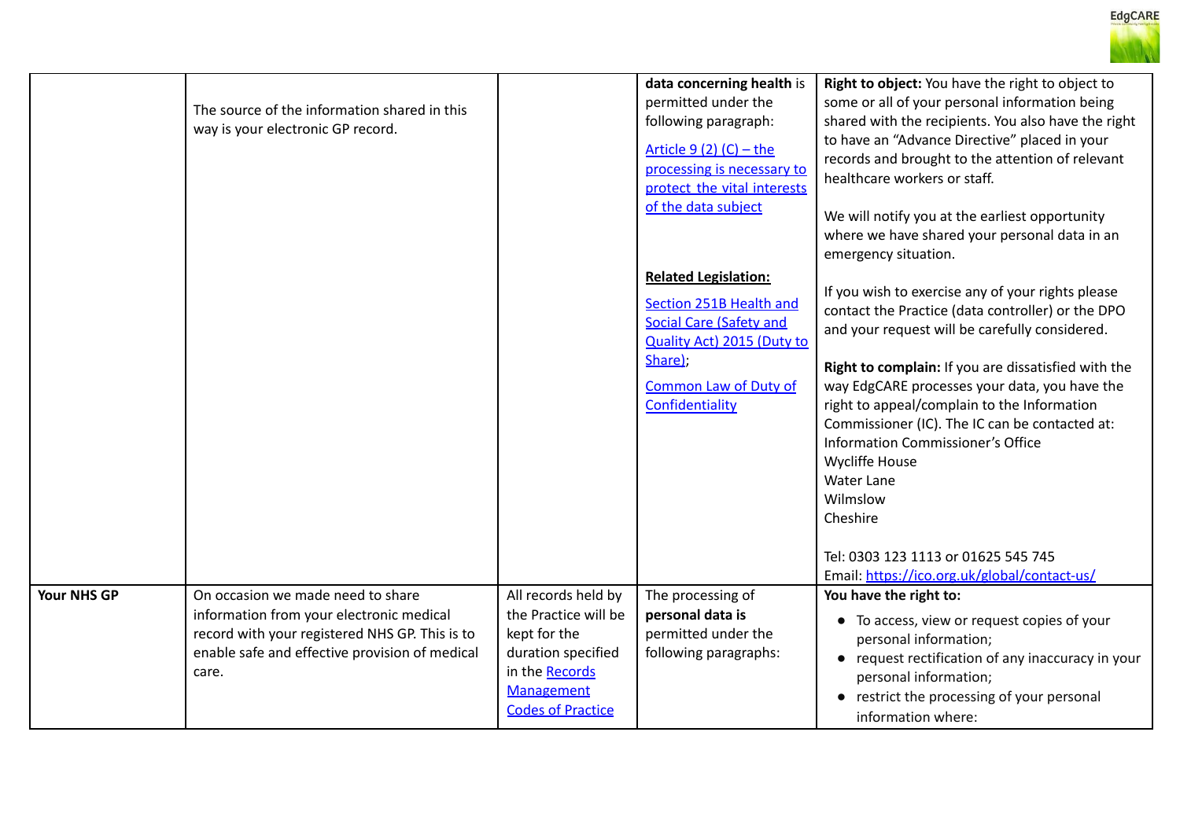| | | | | |
|---|---|---|---|---|
| | The source of the information shared in this way is your electronic GP record. | | **data concerning health** is permitted under the following paragraph:<br><br>Article 9 (2) (C) – the processing is necessary to protect the vital interests of the data subject<br><br>**Related Legislation:**<br><br>Section 251B Health and Social Care (Safety and Quality Act) 2015 (Duty to Share);<br><br>Common Law of Duty of Confidentiality | **Right to object:** You have the right to object to some or all of your personal information being shared with the recipients. You also have the right to have an "Advance Directive" placed in your records and brought to the attention of relevant healthcare workers or staff.<br><br>We will notify you at the earliest opportunity where we have shared your personal data in an emergency situation.<br><br>If you wish to exercise any of your rights please contact the Practice (data controller) or the DPO and your request will be carefully considered.<br><br>**Right to complain:** If you are dissatisfied with the way EdgCARE processes your data, you have the right to appeal/complain to the Information Commissioner (IC). The IC can be contacted at:<br>Information Commissioner's Office<br>Wycliffe House<br>Water Lane<br>Wilmslow<br>Cheshire<br><br>Tel: 0303 123 1113 or 01625 545 745<br>Email: https://ico.org.uk/global/contact-us/ |
| **Your NHS GP** | On occasion we made need to share information from your electronic medical record with your registered NHS GP. This is to enable safe and effective provision of medical care. | All records held by the Practice will be kept for the duration specified in the Records Management Codes of Practice | The processing of **personal data is** permitted under the following paragraphs: | **You have the right to:**<br>• To access, view or request copies of your personal information;<br>• request rectification of any inaccuracy in your personal information;<br>• restrict the processing of your personal information where: |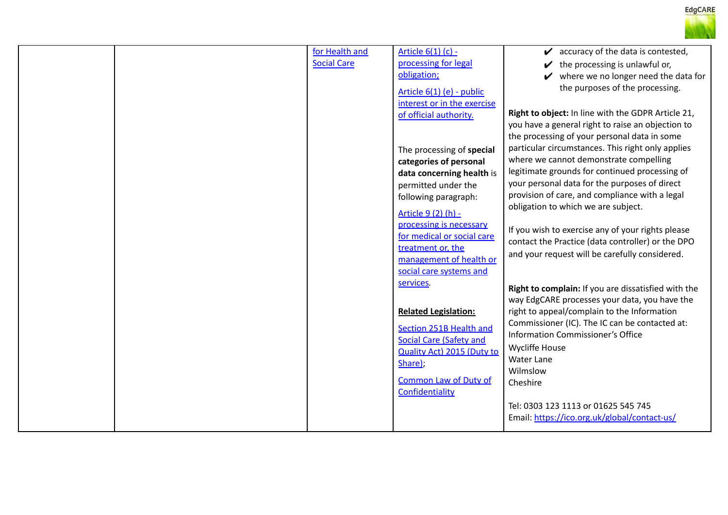| | | for Health and Social Care | Article 6(1) (c) - processing for legal obligation;<br><br>Article 6(1) (e) - public interest or in the exercise of official authority.<br><br>The processing of **special categories of personal data concerning health** is permitted under the following paragraph:<br><br>Article 9 (2) (h) - processing is necessary for medical or social care treatment or, the management of health or social care systems and services.<br><br>**Related Legislation:**<br><br>Section 251B Health and Social Care (Safety and Quality Act) 2015 (Duty to Share);<br><br>Common Law of Duty of Confidentiality | ✔ accuracy of the data is contested,<br>✔ the processing is unlawful or,<br>✔ where we no longer need the data for the purposes of the processing.<br><br>**Right to object:** In line with the GDPR Article 21, you have a general right to raise an objection to the processing of your personal data in some particular circumstances. This right only applies where we cannot demonstrate compelling legitimate grounds for continued processing of your personal data for the purposes of direct provision of care, and compliance with a legal obligation to which we are subject.<br><br>If you wish to exercise any of your rights please contact the Practice (data controller) or the DPO and your request will be carefully considered.<br><br>**Right to complain:** If you are dissatisfied with the way EdgCARE processes your data, you have the right to appeal/complain to the Information Commissioner (IC). The IC can be contacted at:<br>Information Commissioner's Office<br>Wycliffe House<br>Water Lane<br>Wilmslow<br>Cheshire<br><br>Tel: 0303 123 1113 or 01625 545 745<br>Email: https://ico.org.uk/global/contact-us/ |
|---|---|---|---|---|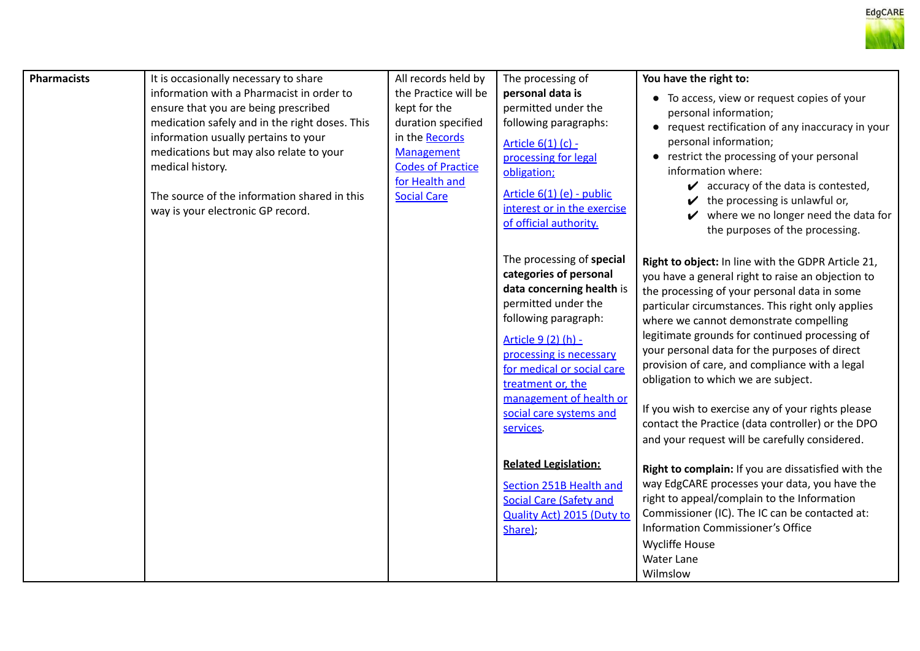| Pharmacists | It is occasionally necessary to share information with a Pharmacist in order to ensure that you are being prescribed medication safely and in the right doses. This information usually pertains to your medications but may also relate to your medical history.<br><br>The source of the information shared in this way is your electronic GP record. | All records held by the Practice will be kept for the duration specified in the Records Management Codes of Practice for Health and Social Care | The processing of **personal data is** permitted under the following paragraphs:<br><br>Article 6(1) (c) - processing for legal obligation;<br><br>Article 6(1) (e) - public interest or in the exercise of official authority.<br><br>The processing of **special categories of personal data concerning health** is permitted under the following paragraph:<br><br>Article 9 (2) (h) - processing is necessary for medical or social care treatment or, the management of health or social care systems and services.<br><br>**Related Legislation:**<br><br>Section 251B Health and Social Care (Safety and Quality Act) 2015 (Duty to Share); | **You have the right to:**<br>• To access, view or request copies of your personal information;<br>• request rectification of any inaccuracy in your personal information;<br>• restrict the processing of your personal information where:<br>✔ accuracy of the data is contested,<br>✔ the processing is unlawful or,<br>✔ where we no longer need the data for the purposes of the processing.<br><br>**Right to object:** In line with the GDPR Article 21, you have a general right to raise an objection to the processing of your personal data in some particular circumstances. This right only applies where we cannot demonstrate compelling legitimate grounds for continued processing of your personal data for the purposes of direct provision of care, and compliance with a legal obligation to which we are subject.<br><br>If you wish to exercise any of your rights please contact the Practice (data controller) or the DPO and your request will be carefully considered.<br><br>**Right to complain:** If you are dissatisfied with the way EdgCARE processes your data, you have the right to appeal/complain to the Information Commissioner (IC). The IC can be contacted at: Information Commissioner's Office<br>Wycliffe House<br>Water Lane<br>Wilmslow |
|---|---|---|---|---|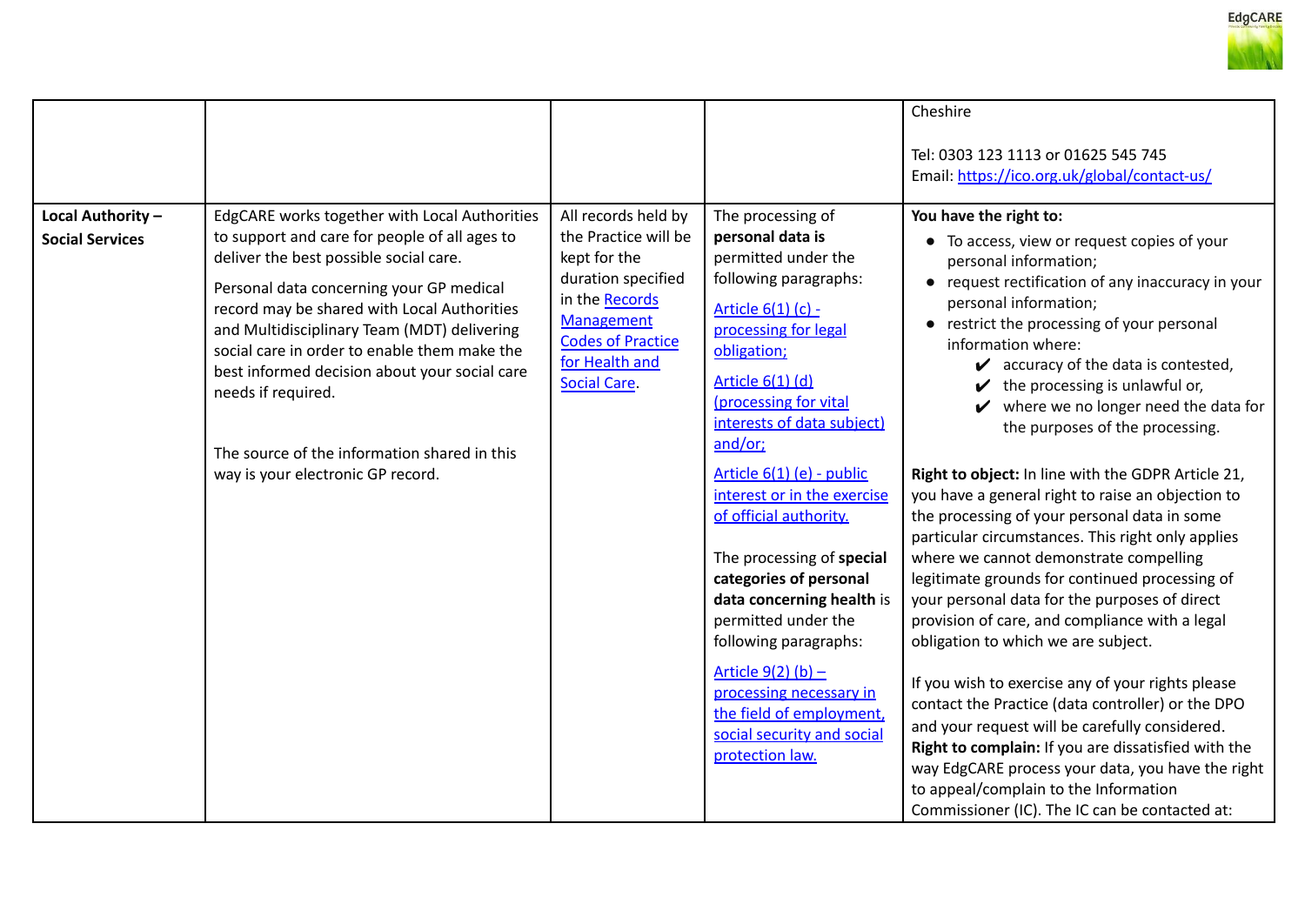| | | | | Cheshire<br><br>Tel: 0303 123 1113 or 01625 545 745<br>Email: https://ico.org.uk/global/contact-us/ |
|---|---|---|---|---|
| **Local Authority – Social Services** | EdgCARE works together with Local Authorities to support and care for people of all ages to deliver the best possible social care.<br><br>Personal data concerning your GP medical record may be shared with Local Authorities and Multidisciplinary Team (MDT) delivering social care in order to enable them make the best informed decision about your social care needs if required.<br><br>The source of the information shared in this way is your electronic GP record. | All records held by the Practice will be kept for the duration specified in the Records Management Codes of Practice for Health and Social Care. | The processing of **personal data is** permitted under the following paragraphs:<br><br>Article 6(1) (c) - processing for legal obligation;<br><br>Article 6(1) (d) (processing for vital interests of data subject) and/or;<br><br>Article 6(1) (e) - public interest or in the exercise of official authority.<br><br>The processing of **special categories of personal data concerning health** is permitted under the following paragraphs:<br><br>Article 9(2) (b) – processing necessary in the field of employment, social security and social protection law. | **You have the right to:**<br>• To access, view or request copies of your personal information;<br>• request rectification of any inaccuracy in your personal information;<br>• restrict the processing of your personal information where:<br>✔ accuracy of the data is contested,<br>✔ the processing is unlawful or,<br>✔ where we no longer need the data for the purposes of the processing.<br><br>**Right to object:** In line with the GDPR Article 21, you have a general right to raise an objection to the processing of your personal data in some particular circumstances. This right only applies where we cannot demonstrate compelling legitimate grounds for continued processing of your personal data for the purposes of direct provision of care, and compliance with a legal obligation to which we are subject.<br><br>If you wish to exercise any of your rights please contact the Practice (data controller) or the DPO and your request will be carefully considered.<br>**Right to complain:** If you are dissatisfied with the way EdgCARE process your data, you have the right to appeal/complain to the Information Commissioner (IC). The IC can be contacted at: |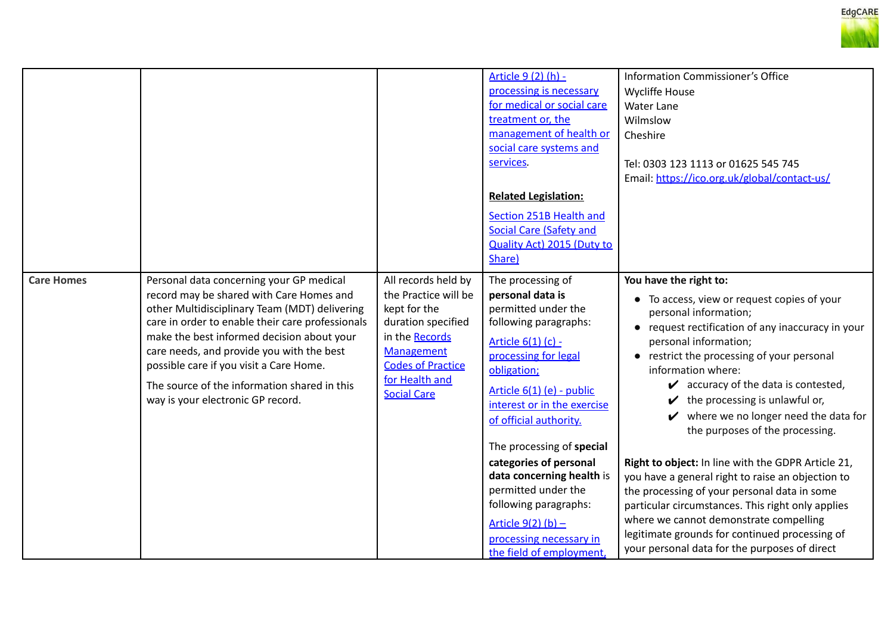| | | | | |
|---|---|---|---|---|
| | | | Article 9 (2) (h) - processing is necessary for medical or social care treatment or, the management of health or social care systems and services.<br><br>**Related Legislation:**<br><br>Section 251B Health and Social Care (Safety and Quality Act) 2015 (Duty to Share) | Information Commissioner's Office<br>Wycliffe House<br>Water Lane<br>Wilmslow<br>Cheshire<br><br>Tel: 0303 123 1113 or 01625 545 745<br>Email: https://ico.org.uk/global/contact-us/ |
| **Care Homes** | Personal data concerning your GP medical record may be shared with Care Homes and other Multidisciplinary Team (MDT) delivering care in order to enable their care professionals make the best informed decision about your care needs, and provide you with the best possible care if you visit a Care Home.<br><br>The source of the information shared in this way is your electronic GP record. | All records held by the Practice will be kept for the duration specified in the Records Management Codes of Practice for Health and Social Care | The processing of **personal data is** permitted under the following paragraphs:<br><br>Article 6(1) (c) - processing for legal obligation;<br><br>Article 6(1) (e) - public interest or in the exercise of official authority.<br><br>The processing of **special categories of personal data concerning health** is permitted under the following paragraphs:<br><br>Article 9(2) (b) – processing necessary in the field of employment, | **You have the right to:**<br><br>● To access, view or request copies of your personal information;<br>● request rectification of any inaccuracy in your personal information;<br>● restrict the processing of your personal information where:<br>✔ accuracy of the data is contested,<br>✔ the processing is unlawful or,<br>✔ where we no longer need the data for the purposes of the processing.<br><br>**Right to object:** In line with the GDPR Article 21, you have a general right to raise an objection to the processing of your personal data in some particular circumstances. This right only applies where we cannot demonstrate compelling legitimate grounds for continued processing of your personal data for the purposes of direct |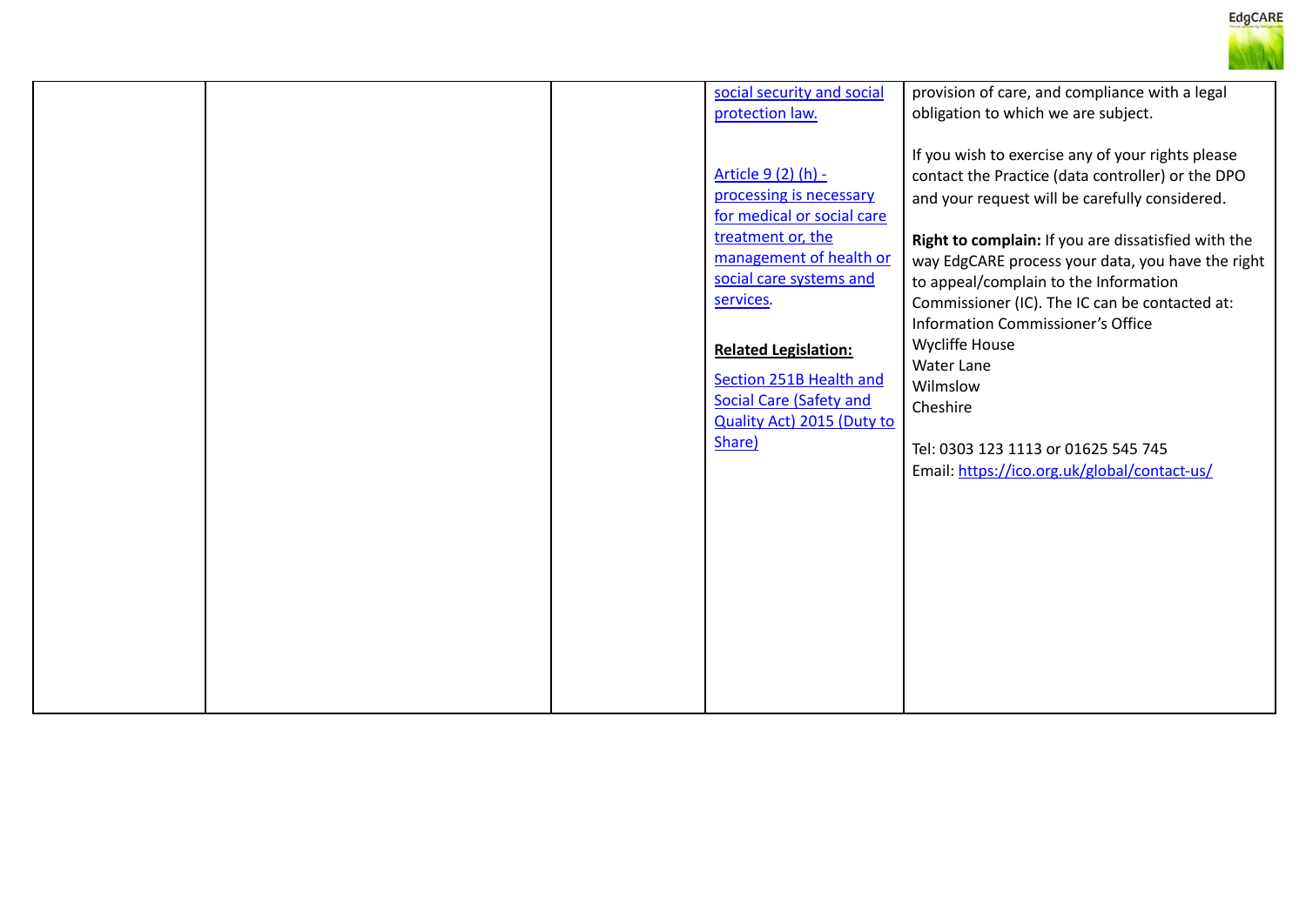|  |  |  | social security and social protection law.<br><br>Article 9 (2) (h) - processing is necessary for medical or social care treatment or, the management of health or social care systems and services.<br><br>**Related Legislation:**<br><br>Section 251B Health and Social Care (Safety and Quality Act) 2015 (Duty to Share) | provision of care, and compliance with a legal obligation to which we are subject.<br><br>If you wish to exercise any of your rights please contact the Practice (data controller) or the DPO and your request will be carefully considered.<br><br>**Right to complain:** If you are dissatisfied with the way EdgCARE process your data, you have the right to appeal/complain to the Information Commissioner (IC). The IC can be contacted at:<br>Information Commissioner's Office<br>Wycliffe House<br>Water Lane<br>Wilmslow<br>Cheshire<br><br>Tel: 0303 123 1113 or 01625 545 745<br>Email: https://ico.org.uk/global/contact-us/ |
|---|---|---|---|---|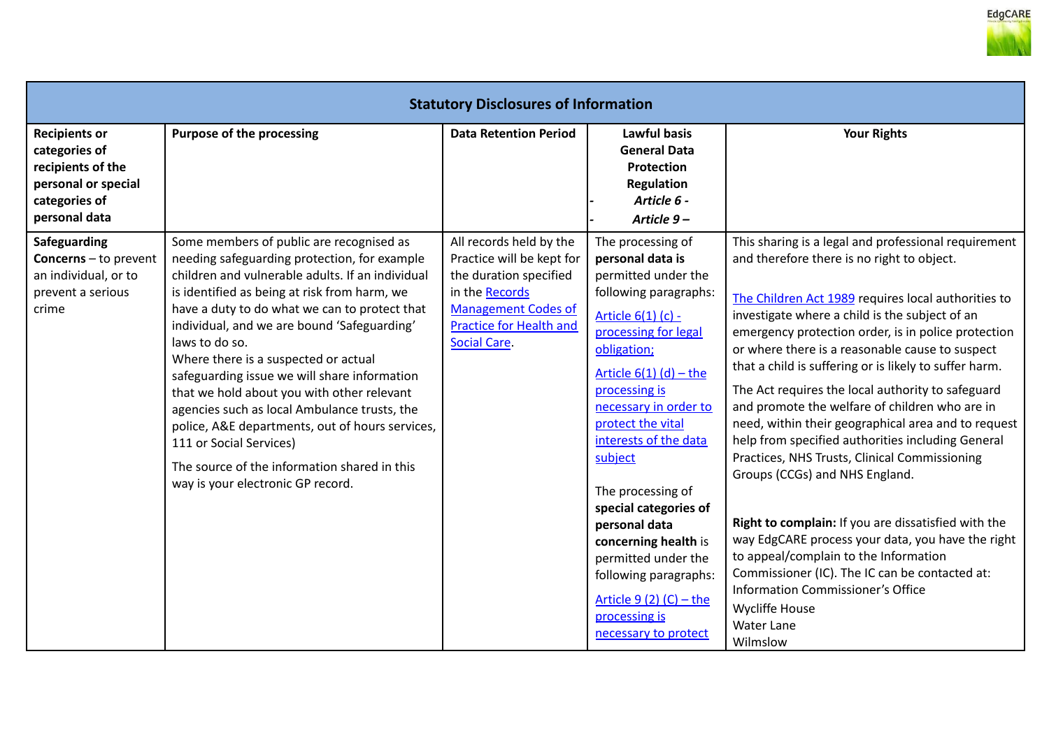| Statistical Disclosures of Information | | | | |
|---|---|---|---|---|
| **Recipients or categories of recipients of the personal or special categories of personal data** | **Purpose of the processing** | **Data Retention Period** | **Lawful basis General Data Protection Regulation** <br>- ***Article 6 -*** <br>- ***Article 9 –*** | **Your Rights** |
| **Safeguarding Concerns** – to prevent an individual, or to prevent a serious crime | Some members of public are recognised as needing safeguarding protection, for example children and vulnerable adults. If an individual is identified as being at risk from harm, we have a duty to do what we can to protect that individual, and we are bound 'Safeguarding' laws to do so.<br>Where there is a suspected or actual safeguarding issue we will share information that we hold about you with other relevant agencies such as local Ambulance trusts, the police, A&E departments, out of hours services, 111 or Social Services)<br>The source of the information shared in this way is your electronic GP record. | All records held by the Practice will be kept for the duration specified in the Records Management Codes of Practice for Health and Social Care. | The processing of **personal data is** permitted under the following paragraphs:<br>Article 6(1) (c) - processing for legal obligation;<br>Article 6(1) (d) – the processing is necessary in order to protect the vital interests of the data subject<br><br>The processing of **special categories of personal data concerning health** is permitted under the following paragraphs:<br>Article 9 (2) (C) – the processing is necessary to protect | This sharing is a legal and professional requirement and therefore there is no right to object.<br><br>The Children Act 1989 requires local authorities to investigate where a child is the subject of an emergency protection order, is in police protection or where there is a reasonable cause to suspect that a child is suffering or is likely to suffer harm.<br>The Act requires the local authority to safeguard and promote the welfare of children who are in need, within their geographical area and to request help from specified authorities including General Practices, NHS Trusts, Clinical Commissioning Groups (CCGs) and NHS England.<br><br>**Right to complain:** If you are dissatisfied with the way EdgCARE process your data, you have the right to appeal/complain to the Information Commissioner (IC). The IC can be contacted at: Information Commissioner's Office<br>Wycliffe House<br>Water Lane<br>Wilmslow |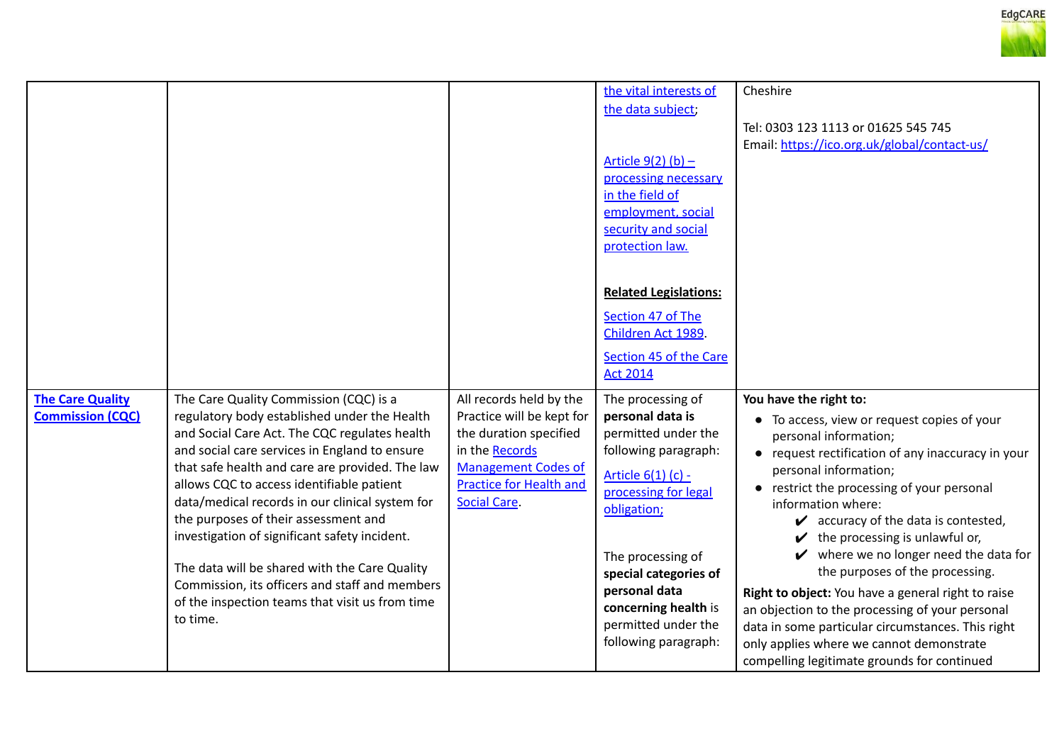| | | | | |
|---|---|---|---|---|
| | | | the vital interests of the data subject;<br><br>Article 9(2) (b) – processing necessary in the field of employment, social security and social protection law.<br><br>**Related Legislations:**<br>Section 47 of The Children Act 1989.<br>Section 45 of the Care Act 2014 | Cheshire<br><br>Tel: 0303 123 1113 or 01625 545 745<br>Email: https://ico.org.uk/global/contact-us/ |
| **The Care Quality Commission (CQC)** | The Care Quality Commission (CQC) is a regulatory body established under the Health and Social Care Act. The CQC regulates health and social care services in England to ensure that safe health and care are provided. The law allows CQC to access identifiable patient data/medical records in our clinical system for the purposes of their assessment and investigation of significant safety incident.<br><br>The data will be shared with the Care Quality Commission, its officers and staff and members of the inspection teams that visit us from time to time. | All records held by the Practice will be kept for the duration specified in the Records Management Codes of Practice for Health and Social Care. | The processing of **personal data is** permitted under the following paragraph:<br>Article 6(1) (c) - processing for legal obligation;<br><br>The processing of **special categories of personal data concerning health** is permitted under the following paragraph: | **You have the right to:**<br>• To access, view or request copies of your personal information;<br>• request rectification of any inaccuracy in your personal information;<br>• restrict the processing of your personal information where:<br>✔ accuracy of the data is contested,<br>✔ the processing is unlawful or,<br>✔ where we no longer need the data for the purposes of the processing.<br>**Right to object:** You have a general right to raise an objection to the processing of your personal data in some particular circumstances. This right only applies where we cannot demonstrate compelling legitimate grounds for continued |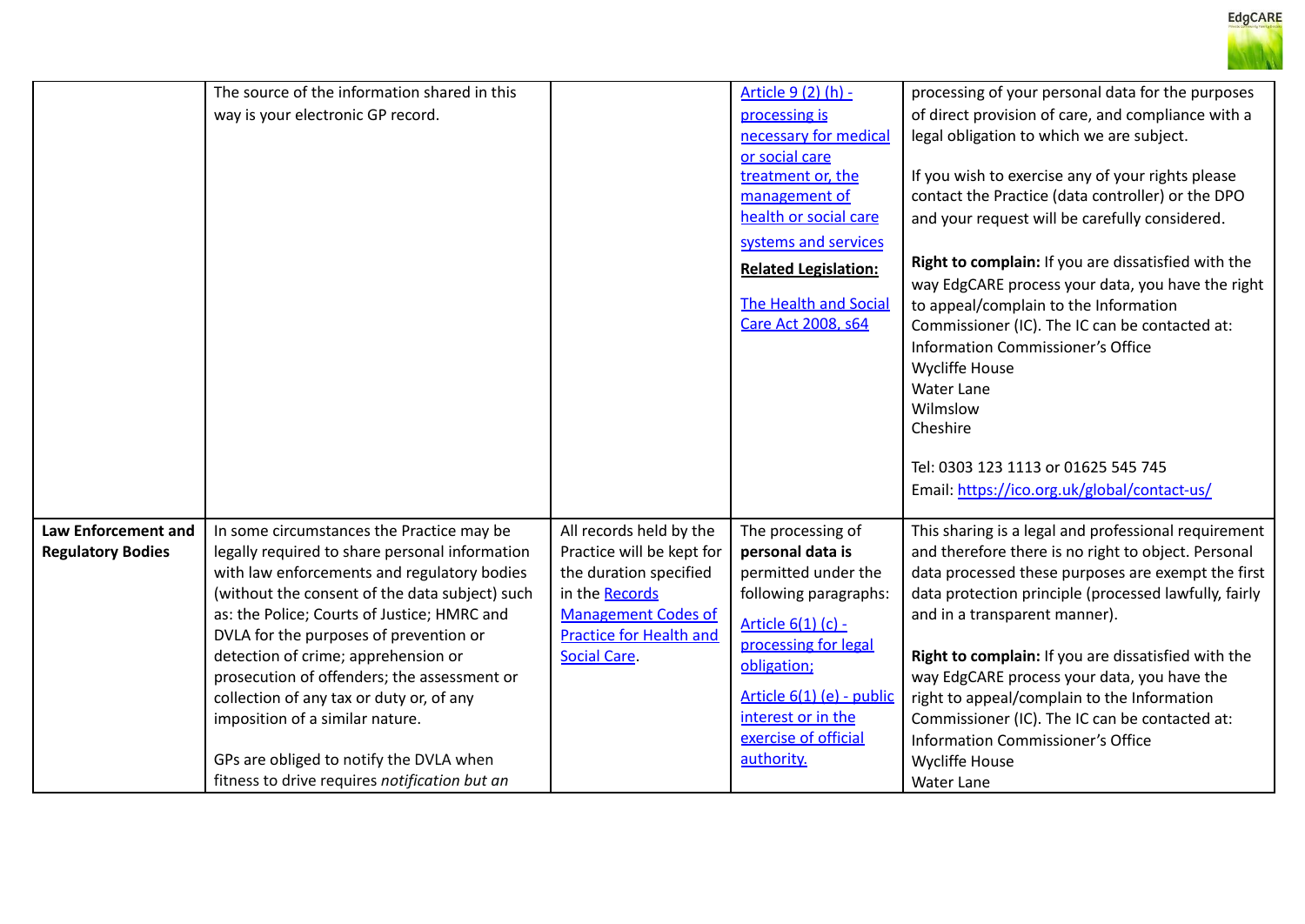| | | | | |
|---|---|---|---|---|
| | The source of the information shared in this way is your electronic GP record. | | Article 9 (2) (h) - processing is necessary for medical or social care treatment or, the management of health or social care systems and services<br><br>**Related Legislation:**<br><br>The Health and Social Care Act 2008, s64 | processing of your personal data for the purposes of direct provision of care, and compliance with a legal obligation to which we are subject.<br><br>If you wish to exercise any of your rights please contact the Practice (data controller) or the DPO and your request will be carefully considered.<br><br>**Right to complain:** If you are dissatisfied with the way EdgCARE process your data, you have the right to appeal/complain to the Information Commissioner (IC). The IC can be contacted at:<br>Information Commissioner's Office<br>Wycliffe House<br>Water Lane<br>Wilmslow<br>Cheshire<br><br>Tel: 0303 123 1113 or 01625 545 745<br>Email: https://ico.org.uk/global/contact-us/ |
| **Law Enforcement and Regulatory Bodies** | In some circumstances the Practice may be legally required to share personal information with law enforcements and regulatory bodies (without the consent of the data subject) such as: the Police; Courts of Justice; HMRC and DVLA for the purposes of prevention or detection of crime; apprehension or prosecution of offenders; the assessment or collection of any tax or duty or, of any imposition of a similar nature.<br><br>GPs are obliged to notify the DVLA when fitness to drive requires *notification but an* | All records held by the Practice will be kept for the duration specified in the Records Management Codes of Practice for Health and Social Care. | The processing of **personal data is** permitted under the following paragraphs:<br><br>Article 6(1) (c) - processing for legal obligation;<br><br>Article 6(1) (e) - public interest or in the exercise of official authority. | This sharing is a legal and professional requirement and therefore there is no right to object. Personal data processed these purposes are exempt the first data protection principle (processed lawfully, fairly and in a transparent manner).<br><br>**Right to complain:** If you are dissatisfied with the way EdgCARE process your data, you have the right to appeal/complain to the Information Commissioner (IC). The IC can be contacted at:<br>Information Commissioner's Office<br>Wycliffe House<br>Water Lane |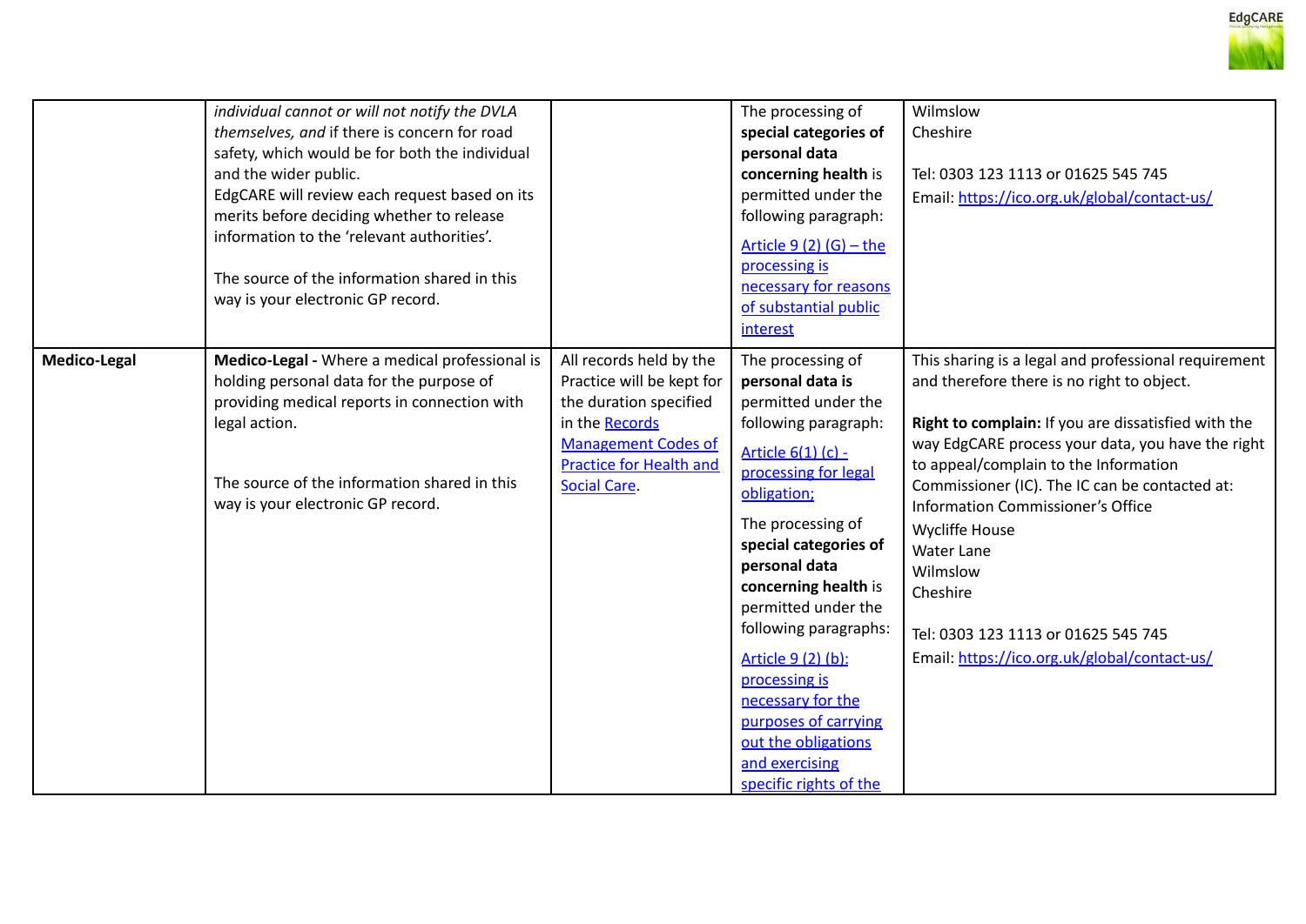| | | | | |
|---|---|---|---|---|
| | *individual cannot or will not notify the DVLA themselves, and* if there is concern for road safety, which would be for both the individual and the wider public.<br>EdgCARE will review each request based on its merits before deciding whether to release information to the 'relevant authorities'.<br><br>The source of the information shared in this way is your electronic GP record. | | The processing of **special categories of personal data concerning health** is permitted under the following paragraph:<br>[Article 9 (2) (G) – the processing is necessary for reasons of substantial public interest]() | Wilmslow<br>Cheshire<br><br>Tel: 0303 123 1113 or 01625 545 745<br>Email: [https://ico.org.uk/global/contact-us/](https://ico.org.uk/global/contact-us/) |
| **Medico-Legal** | **Medico-Legal -** Where a medical professional is holding personal data for the purpose of providing medical reports in connection with legal action.<br><br>The source of the information shared in this way is your electronic GP record. | All records held by the Practice will be kept for the duration specified in the [Records Management Codes of Practice for Health and Social Care](). | The processing of **personal data is** permitted under the following paragraph:<br>[Article 6(1) (c) - processing for legal obligation;]()<br>The processing of **special categories of personal data concerning health** is permitted under the following paragraphs:<br>[Article 9 (2) (b): processing is necessary for the purposes of carrying out the obligations and exercising specific rights of the]() | This sharing is a legal and professional requirement and therefore there is no right to object.<br><br>**Right to complain:** If you are dissatisfied with the way EdgCARE process your data, you have the right to appeal/complain to the Information Commissioner (IC). The IC can be contacted at:<br>Information Commissioner's Office<br>Wycliffe House<br>Water Lane<br>Wilmslow<br>Cheshire<br><br>Tel: 0303 123 1113 or 01625 545 745<br>Email: [https://ico.org.uk/global/contact-us/](https://ico.org.uk/global/contact-us/) |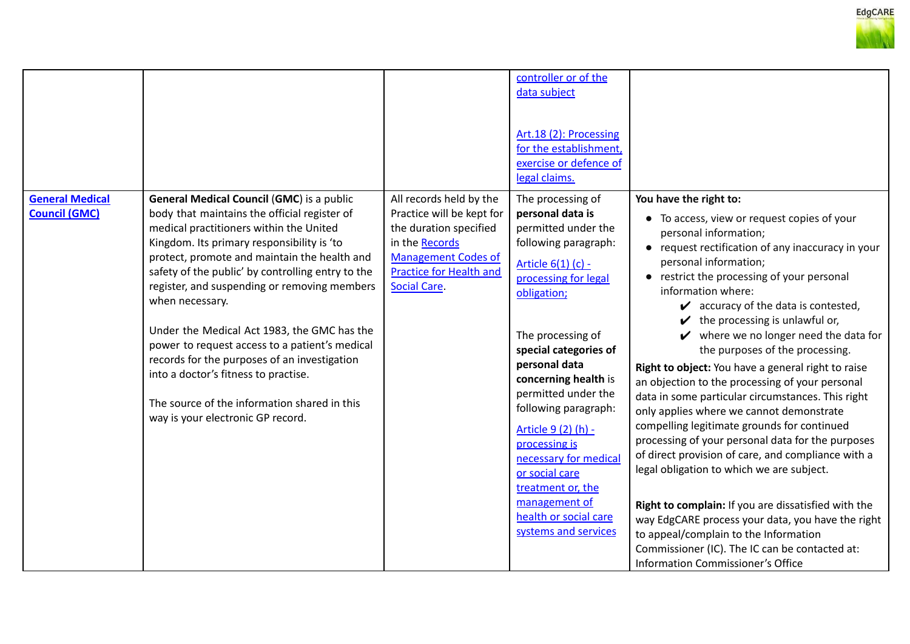|  |  |  |  |  |
|---|---|---|---|---|
|  |  |  | controller or of the data subject<br><br>Art.18 (2): Processing for the establishment, exercise or defence of legal claims. |  |
| **General Medical Council (GMC)** | **General Medical Council** (**GMC**) is a public body that maintains the official register of medical practitioners within the United Kingdom. Its primary responsibility is 'to protect, promote and maintain the health and safety of the public' by controlling entry to the register, and suspending or removing members when necessary.<br><br>Under the Medical Act 1983, the GMC has the power to request access to a patient's medical records for the purposes of an investigation into a doctor's fitness to practise.<br><br>The source of the information shared in this way is your electronic GP record. | All records held by the Practice will be kept for the duration specified in the Records Management Codes of Practice for Health and Social Care. | The processing of **personal data is** permitted under the following paragraph:<br><br>Article 6(1) (c) - processing for legal obligation;<br><br>The processing of **special categories of personal data concerning health** is permitted under the following paragraph:<br><br>Article 9 (2) (h) - processing is necessary for medical or social care treatment or, the management of health or social care systems and services | **You have the right to:**<br>• To access, view or request copies of your personal information;<br>• request rectification of any inaccuracy in your personal information;<br>• restrict the processing of your personal information where:<br>✔ accuracy of the data is contested,<br>✔ the processing is unlawful or,<br>✔ where we no longer need the data for the purposes of the processing.<br>**Right to object:** You have a general right to raise an objection to the processing of your personal data in some particular circumstances. This right only applies where we cannot demonstrate compelling legitimate grounds for continued processing of your personal data for the purposes of direct provision of care, and compliance with a legal obligation to which we are subject.<br><br>**Right to complain:** If you are dissatisfied with the way EdgCARE process your data, you have the right to appeal/complain to the Information Commissioner (IC). The IC can be contacted at: Information Commissioner's Office |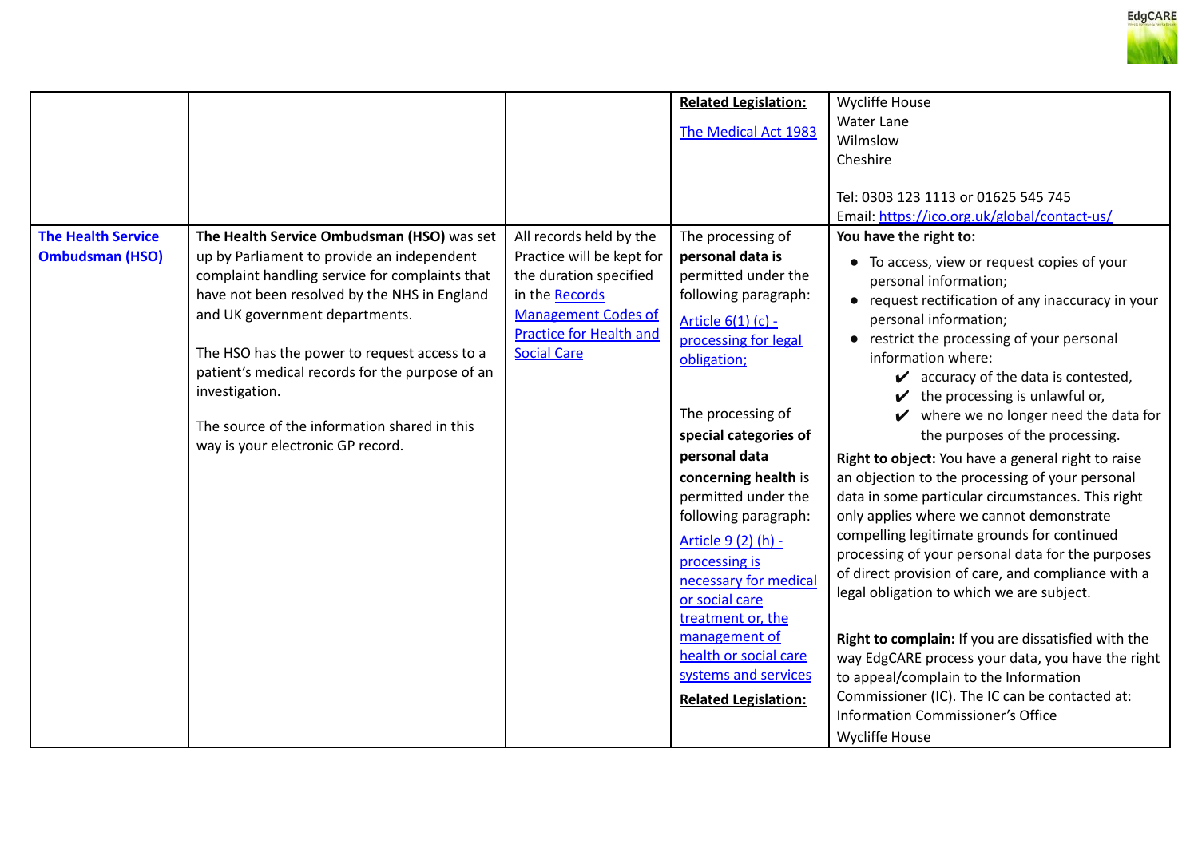| | | | | |
|---|---|---|---|---|
| | | | **Related Legislation:**<br><br>The Medical Act 1983 | Wycliffe House<br>Water Lane<br>Wilmslow<br>Cheshire<br><br>Tel: 0303 123 1113 or 01625 545 745<br>Email: https://ico.org.uk/global/contact-us/ |
| **The Health Service Ombudsman (HSO)** | **The Health Service Ombudsman (HSO)** was set up by Parliament to provide an independent complaint handling service for complaints that have not been resolved by the NHS in England and UK government departments.<br><br>The HSO has the power to request access to a patient's medical records for the purpose of an investigation.<br><br>The source of the information shared in this way is your electronic GP record. | All records held by the Practice will be kept for the duration specified in the Records Management Codes of Practice for Health and Social Care | The processing of **personal data is** permitted under the following paragraph:<br><br>Article 6(1) (c) - processing for legal obligation;<br><br>The processing of **special categories of personal data concerning health** is permitted under the following paragraph:<br><br>Article 9 (2) (h) - processing is necessary for medical or social care treatment or, the management of health or social care systems and services<br><br>**Related Legislation:** | **You have the right to:**<br><br>● To access, view or request copies of your personal information;<br>● request rectification of any inaccuracy in your personal information;<br>● restrict the processing of your personal information where:<br>✔ accuracy of the data is contested,<br>✔ the processing is unlawful or,<br>✔ where we no longer need the data for the purposes of the processing.<br><br>**Right to object:** You have a general right to raise an objection to the processing of your personal data in some particular circumstances. This right only applies where we cannot demonstrate compelling legitimate grounds for continued processing of your personal data for the purposes of direct provision of care, and compliance with a legal obligation to which we are subject.<br><br>**Right to complain:** If you are dissatisfied with the way EdgCARE process your data, you have the right to appeal/complain to the Information Commissioner (IC). The IC can be contacted at:<br>Information Commissioner's Office<br>Wycliffe House |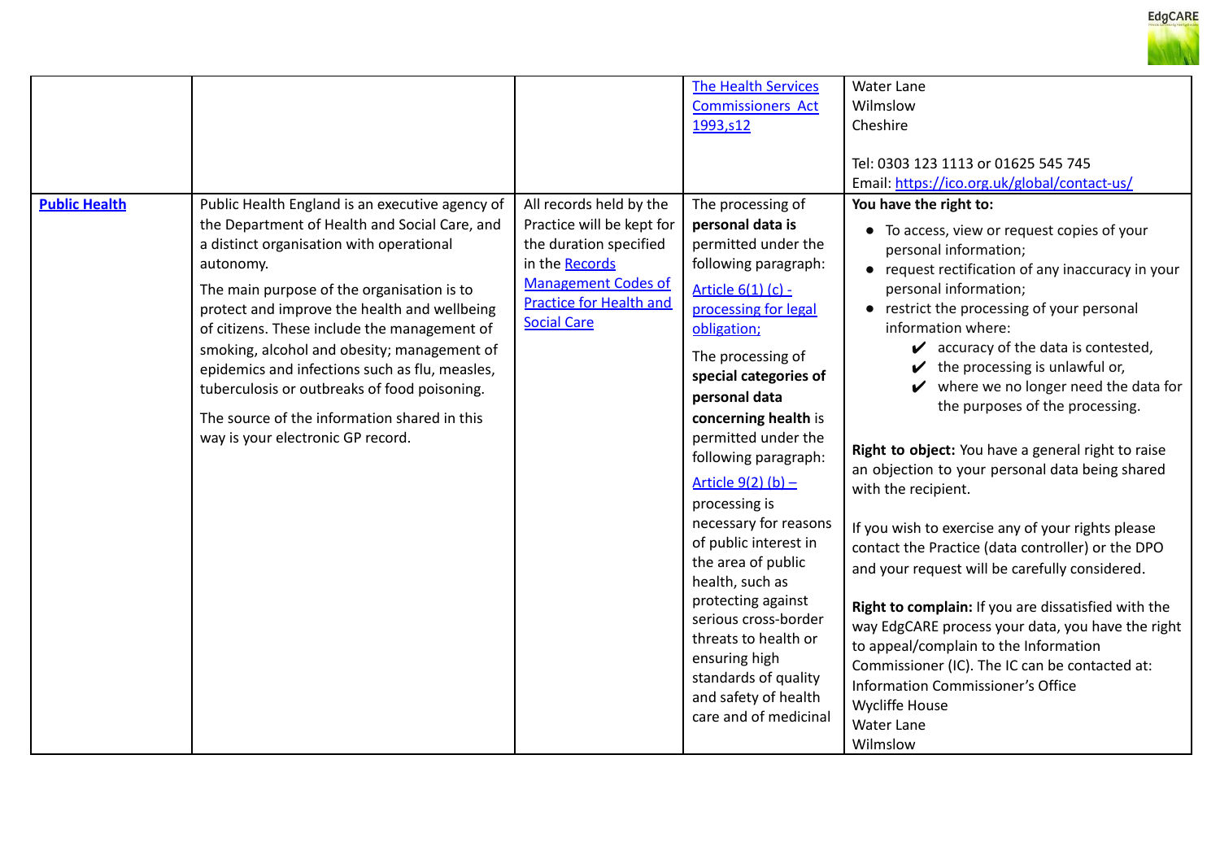| | | | | |
|---|---|---|---|---|
| | | | [The Health Services Commissioners Act 1993,s12](#) | Water Lane<br>Wilmslow<br>Cheshire<br><br>Tel: 0303 123 1113 or 01625 545 745<br>Email: https://ico.org.uk/global/contact-us/ |
| **Public Health** | Public Health England is an executive agency of the Department of Health and Social Care, and a distinct organisation with operational autonomy.<br><br>The main purpose of the organisation is to protect and improve the health and wellbeing of citizens. These include the management of smoking, alcohol and obesity; management of epidemics and infections such as flu, measles, tuberculosis or outbreaks of food poisoning.<br><br>The source of the information shared in this way is your electronic GP record. | All records held by the Practice will be kept for the duration specified in the Records Management Codes of Practice for Health and Social Care | The processing of **personal data is** permitted under the following paragraph:<br><br>Article 6(1) (c) - processing for legal obligation;<br><br>The processing of **special categories of personal data concerning health** is permitted under the following paragraph:<br><br>Article 9(2) (b) – processing is necessary for reasons of public interest in the area of public health, such as protecting against serious cross-border threats to health or ensuring high standards of quality and safety of health care and of medicinal | **You have the right to:**<br>• To access, view or request copies of your personal information;<br>• request rectification of any inaccuracy in your personal information;<br>• restrict the processing of your personal information where:<br>✔ accuracy of the data is contested,<br>✔ the processing is unlawful or,<br>✔ where we no longer need the data for the purposes of the processing.<br><br>**Right to object:** You have a general right to raise an objection to your personal data being shared with the recipient.<br><br>If you wish to exercise any of your rights please contact the Practice (data controller) or the DPO and your request will be carefully considered.<br><br>**Right to complain:** If you are dissatisfied with the way EdgCARE process your data, you have the right to appeal/complain to the Information Commissioner (IC). The IC can be contacted at:<br>Information Commissioner's Office<br>Wycliffe House<br>Water Lane<br>Wilmslow |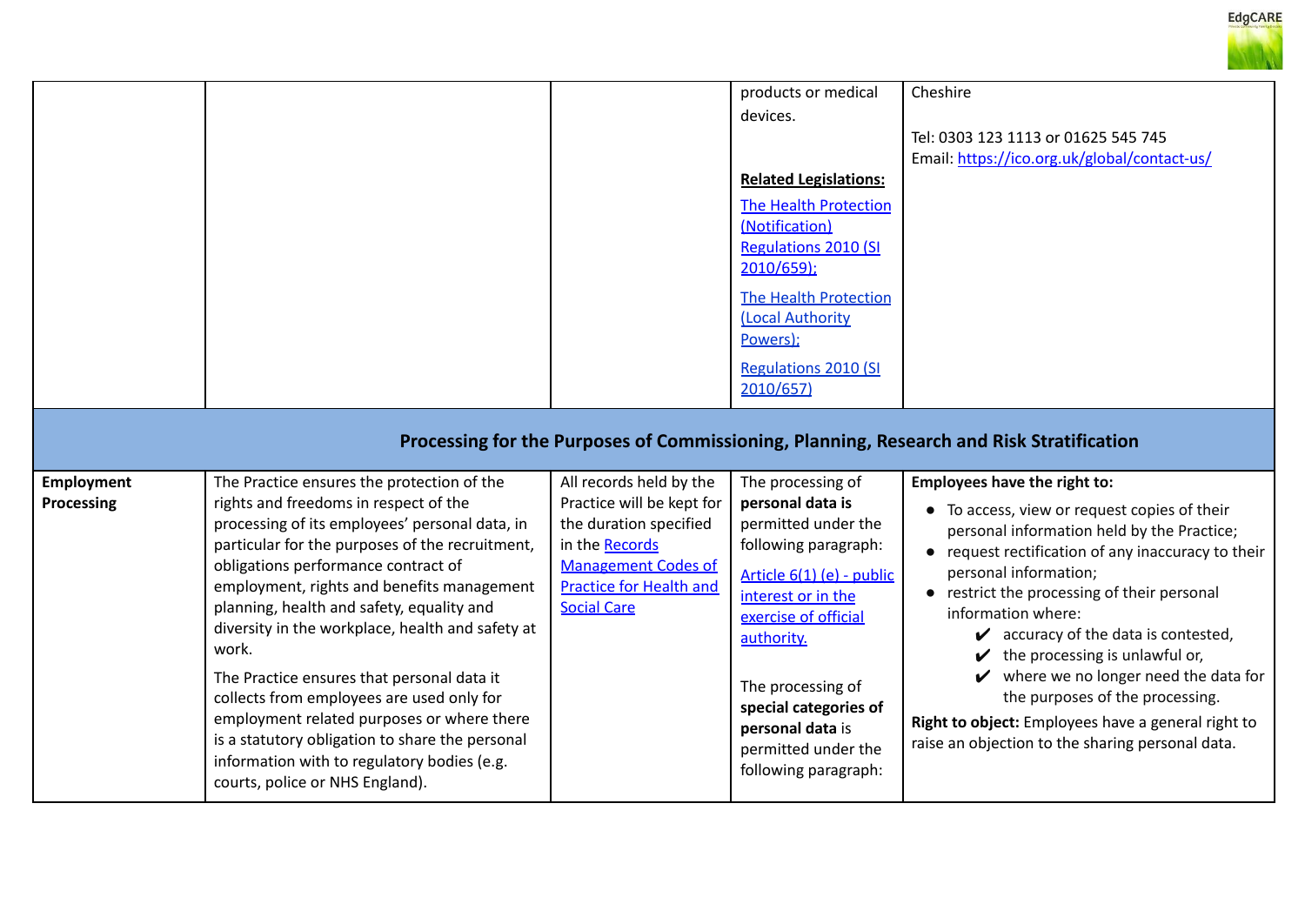| | | | | |
|---|---|---|---|---|
| | | | products or medical devices.<br><br>**Related Legislations:**<br>The Health Protection (Notification) Regulations 2010 (SI 2010/659);<br>The Health Protection (Local Authority Powers);<br>Regulations 2010 (SI 2010/657) | Cheshire<br><br>Tel: 0303 123 1113 or 01625 545 745<br>Email: https://ico.org.uk/global/contact-us/ |
| **Processing for the Purposes of Commissioning, Planning, Research and Risk Stratification** | | | | |
| **Employment Processing** | The Practice ensures the protection of the rights and freedoms in respect of the processing of its employees' personal data, in particular for the purposes of the recruitment, obligations performance contract of employment, rights and benefits management planning, health and safety, equality and diversity in the workplace, health and safety at work.<br><br>The Practice ensures that personal data it collects from employees are used only for employment related purposes or where there is a statutory obligation to share the personal information with to regulatory bodies (e.g. courts, police or NHS England). | All records held by the Practice will be kept for the duration specified in the Records Management Codes of Practice for Health and Social Care | The processing of **personal data is** permitted under the following paragraph:<br><br>Article 6(1) (e) - public interest or in the exercise of official authority.<br><br>The processing of **special categories of personal data** is permitted under the following paragraph: | **Employees have the right to:**<br>• To access, view or request copies of their personal information held by the Practice;<br>• request rectification of any inaccuracy to their personal information;<br>• restrict the processing of their personal information where:<br>✔ accuracy of the data is contested,<br>✔ the processing is unlawful or,<br>✔ where we no longer need the data for the purposes of the processing.<br>**Right to object:** Employees have a general right to raise an objection to the sharing personal data. |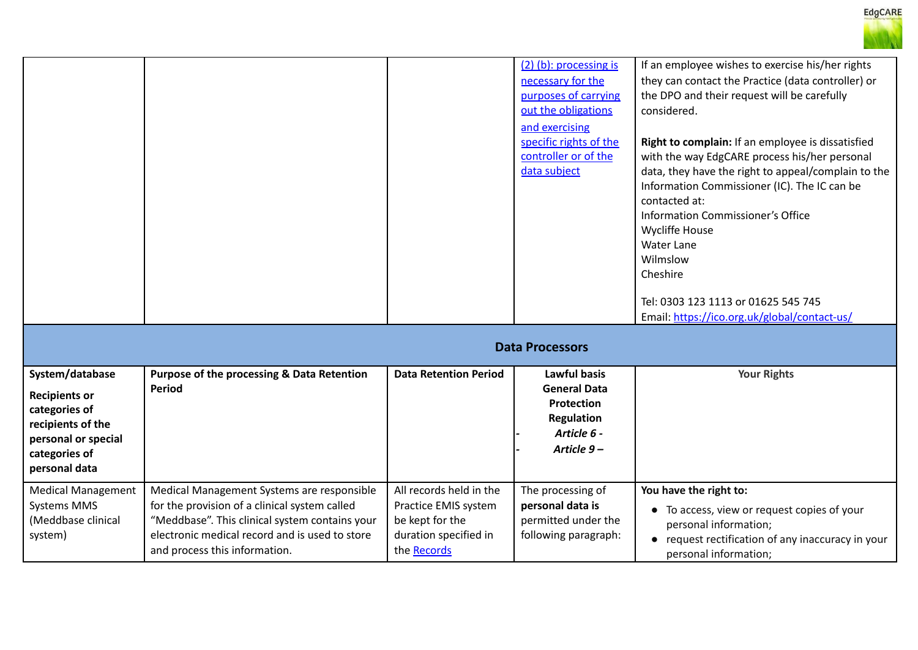| | | | [(2) (b): processing is necessary for the purposes of carrying out the obligations and exercising specific rights of the controller or of the data subject]() | If an employee wishes to exercise his/her rights they can contact the Practice (data controller) or the DPO and their request will be carefully considered.<br><br>**Right to complain:** If an employee is dissatisfied with the way EdgCARE process his/her personal data, they have the right to appeal/complain to the Information Commissioner (IC). The IC can be contacted at:<br>Information Commissioner's Office<br>Wycliffe House<br>Water Lane<br>Wilmslow<br>Cheshire<br><br>Tel: 0303 123 1113 or 01625 545 745<br>Email: [https://ico.org.uk/global/contact-us/](https://ico.org.uk/global/contact-us/) |
|---|---|---|---|---|
| **Data Processors** | | | | |
| **System/database**<br><br>**Recipients or categories of recipients of the personal or special categories of personal data** | **Purpose of the processing & Data Retention Period** | **Data Retention Period** | **Lawful basis General Data Protection Regulation**<br>- ***Article 6 -***<br>- ***Article 9 –*** | **Your Rights** |
| Medical Management Systems MMS (Meddbase clinical system) | Medical Management Systems are responsible for the provision of a clinical system called "Meddbase". This clinical system contains your electronic medical record and is used to store and process this information. | All records held in the Practice EMIS system be kept for the duration specified in the [Records]() | The processing of **personal data is** permitted under the following paragraph: | **You have the right to:**<br>• To access, view or request copies of your personal information;<br>• request rectification of any inaccuracy in your personal information; |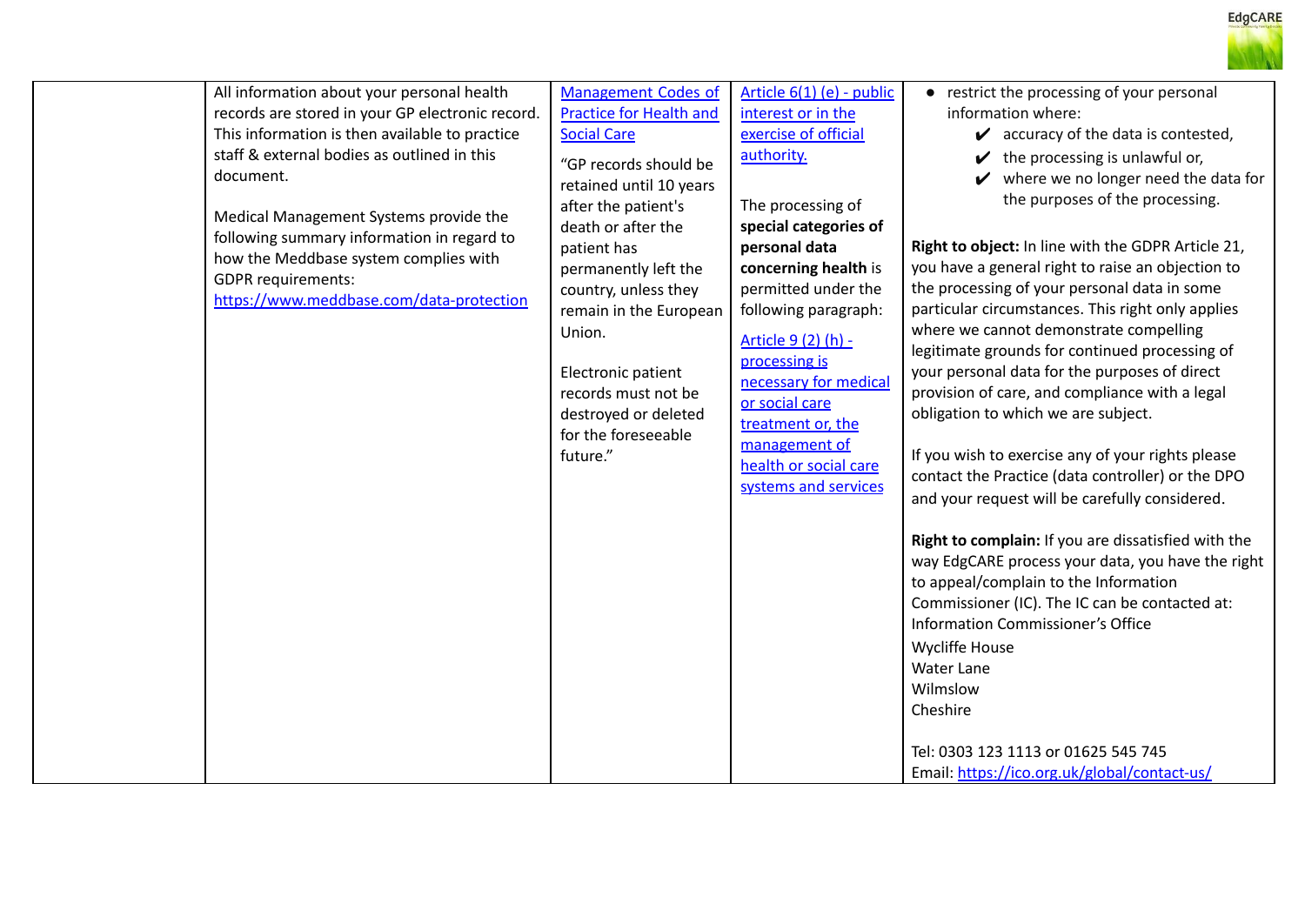| | | | | |
|---|---|---|---|---|
| | All information about your personal health records are stored in your GP electronic record. This information is then available to practice staff & external bodies as outlined in this document.<br><br>Medical Management Systems provide the following summary information in regard to how the Meddbase system complies with GDPR requirements: [https://www.meddbase.com/data-protection](https://www.meddbase.com/data-protection) | [Management Codes of Practice for Health and Social Care](#)<br><br>"GP records should be retained until 10 years after the patient's death or after the patient has permanently left the country, unless they remain in the European Union.<br><br>Electronic patient records must not be destroyed or deleted for the foreseeable future." | [Article 6(1) (e) - public interest or in the exercise of official authority.](#)<br><br>The processing of **special categories of personal data concerning health** is permitted under the following paragraph:<br><br>[Article 9 (2) (h) - processing is necessary for medical or social care treatment or, the management of health or social care systems and services](#) | • restrict the processing of your personal information where:<br>✔ accuracy of the data is contested,<br>✔ the processing is unlawful or,<br>✔ where we no longer need the data for the purposes of the processing.<br><br>**Right to object:** In line with the GDPR Article 21, you have a general right to raise an objection to the processing of your personal data in some particular circumstances. This right only applies where we cannot demonstrate compelling legitimate grounds for continued processing of your personal data for the purposes of direct provision of care, and compliance with a legal obligation to which we are subject.<br><br>If you wish to exercise any of your rights please contact the Practice (data controller) or the DPO and your request will be carefully considered.<br><br>**Right to complain:** If you are dissatisfied with the way EdgCARE process your data, you have the right to appeal/complain to the Information Commissioner (IC). The IC can be contacted at: Information Commissioner's Office<br>Wycliffe House<br>Water Lane<br>Wilmslow<br>Cheshire<br><br>Tel: 0303 123 1113 or 01625 545 745<br>Email: [https://ico.org.uk/global/contact-us/](https://ico.org.uk/global/contact-us/) |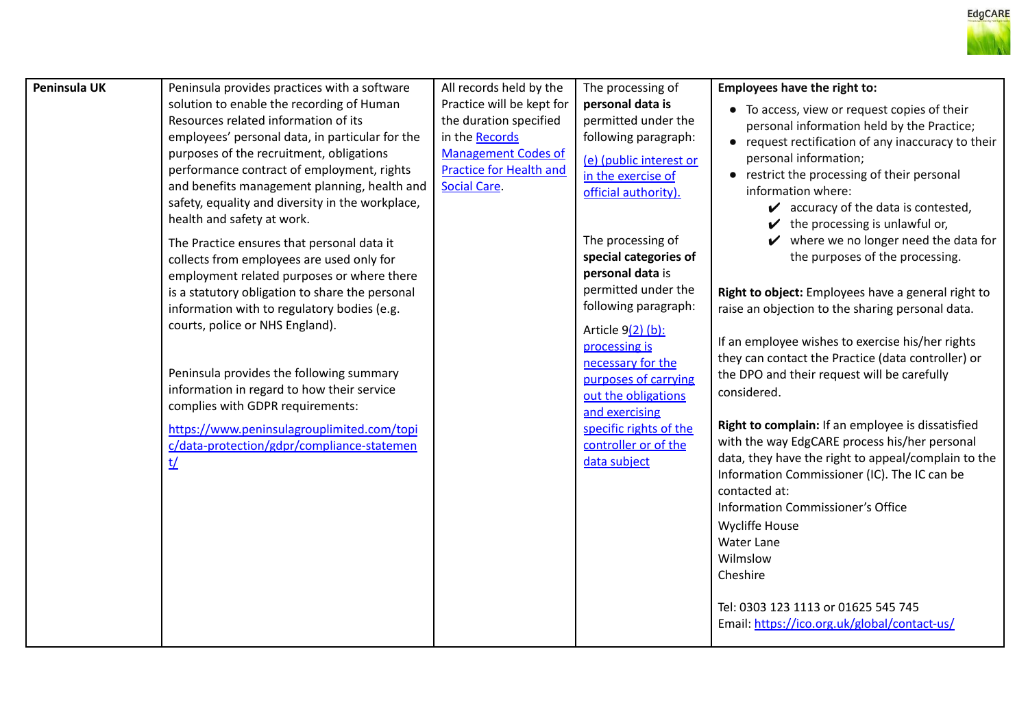| Peninsula UK | Peninsula provides practices with a software solution to enable the recording of Human Resources related information of its employees' personal data, in particular for the purposes of the recruitment, obligations performance contract of employment, rights and benefits management planning, health and safety, equality and diversity in the workplace, health and safety at work.<br><br>The Practice ensures that personal data it collects from employees are used only for employment related purposes or where there is a statutory obligation to share the personal information with to regulatory bodies (e.g. courts, police or NHS England).<br><br>Peninsula provides the following summary information in regard to how their service complies with GDPR requirements:<br><br>https://www.peninsulagrouplimited.com/topic/data-protection/gdpr/compliance-statement/ | All records held by the Practice will be kept for the duration specified in the Records Management Codes of Practice for Health and Social Care. | The processing of **personal data is** permitted under the following paragraph:<br><br>(e) (public interest or in the exercise of official authority).<br><br>The processing of **special categories of personal data** is permitted under the following paragraph:<br><br>Article 9(2) (b): processing is necessary for the purposes of carrying out the obligations and exercising specific rights of the controller or of the data subject | **Employees have the right to:**<br><br>• To access, view or request copies of their personal information held by the Practice;<br>• request rectification of any inaccuracy to their personal information;<br>• restrict the processing of their personal information where:<br>✔ accuracy of the data is contested,<br>✔ the processing is unlawful or,<br>✔ where we no longer need the data for the purposes of the processing.<br><br>**Right to object:** Employees have a general right to raise an objection to the sharing personal data.<br><br>If an employee wishes to exercise his/her rights they can contact the Practice (data controller) or the DPO and their request will be carefully considered.<br><br>**Right to complain:** If an employee is dissatisfied with the way EdgCARE process his/her personal data, they have the right to appeal/complain to the Information Commissioner (IC). The IC can be contacted at:<br>Information Commissioner's Office<br>Wycliffe House<br>Water Lane<br>Wilmslow<br>Cheshire<br><br>Tel: 0303 123 1113 or 01625 545 745<br>Email: https://ico.org.uk/global/contact-us/ |
|---|---|---|---|---|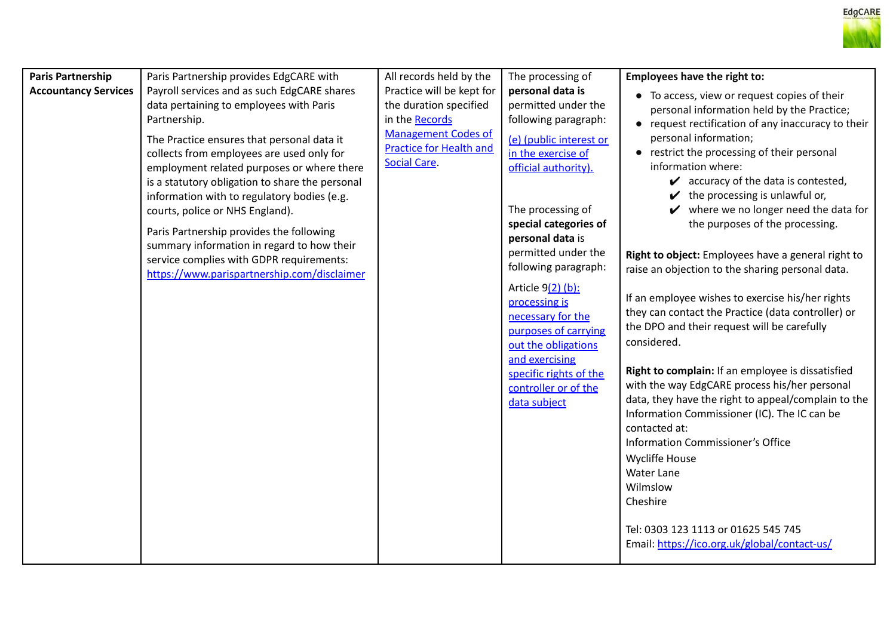| | | | | |
|---|---|---|---|---|
| **Paris Partnership Accountancy Services** | Paris Partnership provides EdgCARE with Payroll services and as such EdgCARE shares data pertaining to employees with Paris Partnership.<br><br>The Practice ensures that personal data it collects from employees are used only for employment related purposes or where there is a statutory obligation to share the personal information with to regulatory bodies (e.g. courts, police or NHS England).<br><br>Paris Partnership provides the following summary information in regard to how their service complies with GDPR requirements: https://www.parispartnership.com/disclaimer | All records held by the Practice will be kept for the duration specified in the Records Management Codes of Practice for Health and Social Care. | The processing of **personal data is** permitted under the following paragraph:<br><br>(e) (public interest or in the exercise of official authority).<br><br>The processing of **special categories of personal data** is permitted under the following paragraph:<br><br>Article 9(2) (b): processing is necessary for the purposes of carrying out the obligations and exercising specific rights of the controller or of the data subject | **Employees have the right to:**<br><br>• To access, view or request copies of their personal information held by the Practice;<br>• request rectification of any inaccuracy to their personal information;<br>• restrict the processing of their personal information where:<br>✔ accuracy of the data is contested,<br>✔ the processing is unlawful or,<br>✔ where we no longer need the data for the purposes of the processing.<br><br>**Right to object:** Employees have a general right to raise an objection to the sharing personal data.<br><br>If an employee wishes to exercise his/her rights they can contact the Practice (data controller) or the DPO and their request will be carefully considered.<br><br>**Right to complain:** If an employee is dissatisfied with the way EdgCARE process his/her personal data, they have the right to appeal/complain to the Information Commissioner (IC). The IC can be contacted at:<br>Information Commissioner's Office<br>Wycliffe House<br>Water Lane<br>Wilmslow<br>Cheshire<br><br>Tel: 0303 123 1113 or 01625 545 745<br>Email: https://ico.org.uk/global/contact-us/ |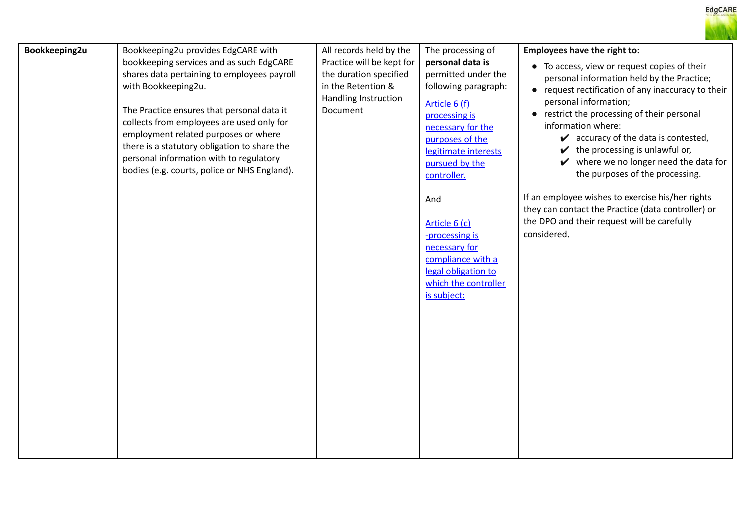| Bookkeeping2u | Bookkeeping2u provides EdgCARE with bookkeeping services and as such EdgCARE shares data pertaining to employees payroll with Bookkeeping2u.<br><br>The Practice ensures that personal data it collects from employees are used only for employment related purposes or where there is a statutory obligation to share the personal information with to regulatory bodies (e.g. courts, police or NHS England). | All records held by the Practice will be kept for the duration specified in the Retention & Handling Instruction Document | The processing of **personal data is** permitted under the following paragraph:<br><br>Article 6 (f) processing is necessary for the purposes of the legitimate interests pursued by the controller.<br><br>And<br><br>Article 6 (c) -processing is necessary for compliance with a legal obligation to which the controller is subject: | **Employees have the right to:**<br>• To access, view or request copies of their personal information held by the Practice;<br>• request rectification of any inaccuracy to their personal information;<br>• restrict the processing of their personal information where:<br>✔ accuracy of the data is contested,<br>✔ the processing is unlawful or,<br>✔ where we no longer need the data for the purposes of the processing.<br><br>If an employee wishes to exercise his/her rights they can contact the Practice (data controller) or the DPO and their request will be carefully considered. |
|---|---|---|---|---|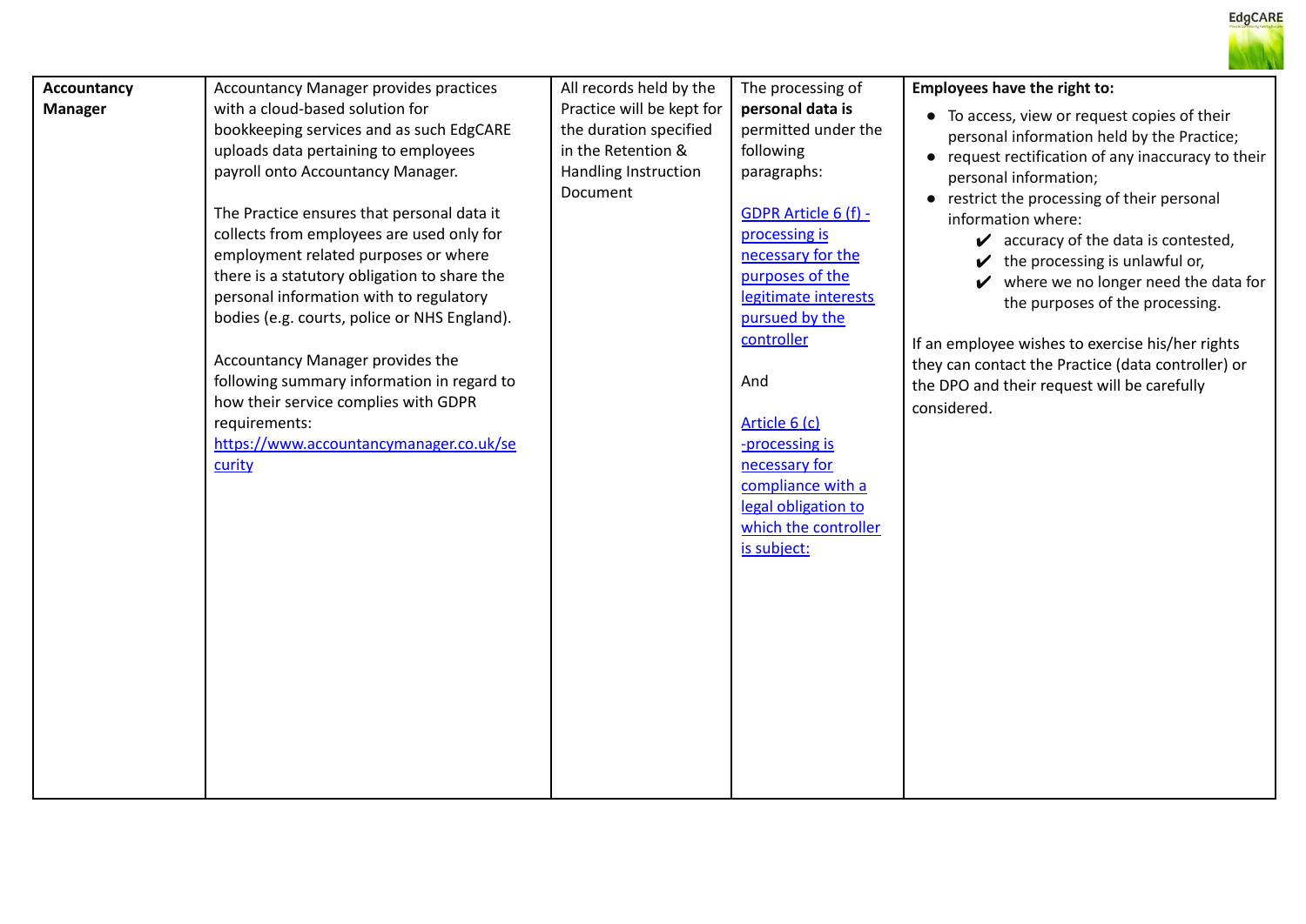| **Accountancy Manager** | Accountancy Manager provides practices with a cloud-based solution for bookkeeping services and as such EdgCARE uploads data pertaining to employees payroll onto Accountancy Manager.<br><br>The Practice ensures that personal data it collects from employees are used only for employment related purposes or where there is a statutory obligation to share the personal information with to regulatory bodies (e.g. courts, police or NHS England).<br><br>Accountancy Manager provides the following summary information in regard to how their service complies with GDPR requirements:<br>[https://www.accountancymanager.co.uk/security](https://www.accountancymanager.co.uk/security) | All records held by the Practice will be kept for the duration specified in the Retention & Handling Instruction Document | The processing of **personal data is** permitted under the following paragraphs:<br><br>[GDPR Article 6 (f) - processing is necessary for the purposes of the legitimate interests pursued by the controller]()<br><br>And<br><br>[Article 6 (c) -processing is necessary for compliance with a legal obligation to which the controller is subject:]() | **Employees have the right to:**<br>• To access, view or request copies of their personal information held by the Practice;<br>• request rectification of any inaccuracy to their personal information;<br>• restrict the processing of their personal information where:<br>✔ accuracy of the data is contested,<br>✔ the processing is unlawful or,<br>✔ where we no longer need the data for the purposes of the processing.<br><br>If an employee wishes to exercise his/her rights they can contact the Practice (data controller) or the DPO and their request will be carefully considered. |
|---|---|---|---|---|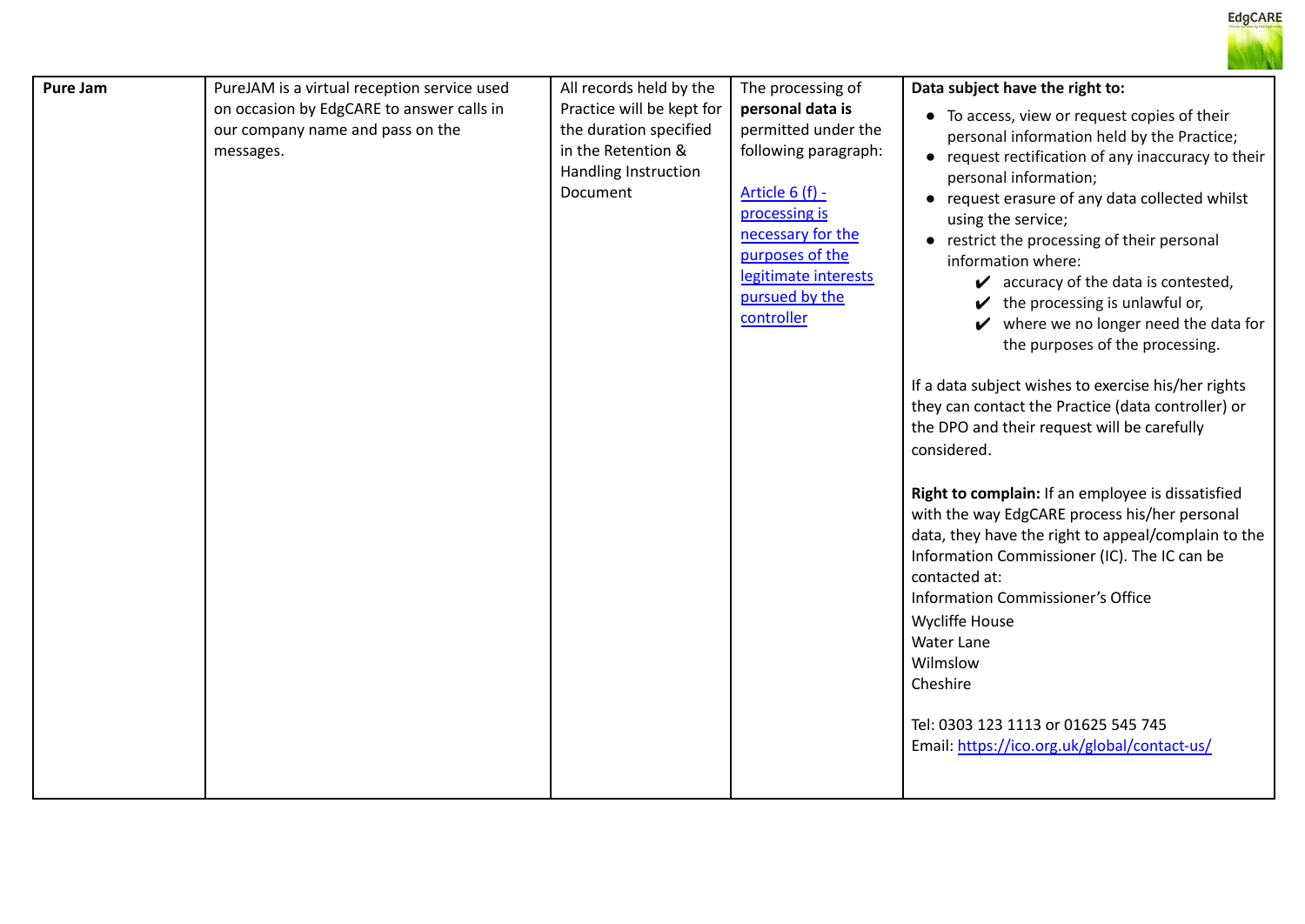| | | | | |
|---|---|---|---|---|
| **Pure Jam** | PureJAM is a virtual reception service used on occasion by EdgCARE to answer calls in our company name and pass on the messages. | All records held by the Practice will be kept for the duration specified in the Retention & Handling Instruction Document | The processing of **personal data is** permitted under the following paragraph:<br><br>[Article 6 (f) - processing is necessary for the purposes of the legitimate interests pursued by the controller]() | **Data subject have the right to:**<br>● To access, view or request copies of their personal information held by the Practice;<br>● request rectification of any inaccuracy to their personal information;<br>● request erasure of any data collected whilst using the service;<br>● restrict the processing of their personal information where:<br>✔ accuracy of the data is contested,<br>✔ the processing is unlawful or,<br>✔ where we no longer need the data for the purposes of the processing.<br><br>If a data subject wishes to exercise his/her rights they can contact the Practice (data controller) or the DPO and their request will be carefully considered.<br><br>**Right to complain:** If an employee is dissatisfied with the way EdgCARE process his/her personal data, they have the right to appeal/complain to the Information Commissioner (IC). The IC can be contacted at:<br>Information Commissioner's Office<br>Wycliffe House<br>Water Lane<br>Wilmslow<br>Cheshire<br><br>Tel: 0303 123 1113 or 01625 545 745<br>Email: [https://ico.org.uk/global/contact-us/](https://ico.org.uk/global/contact-us/) |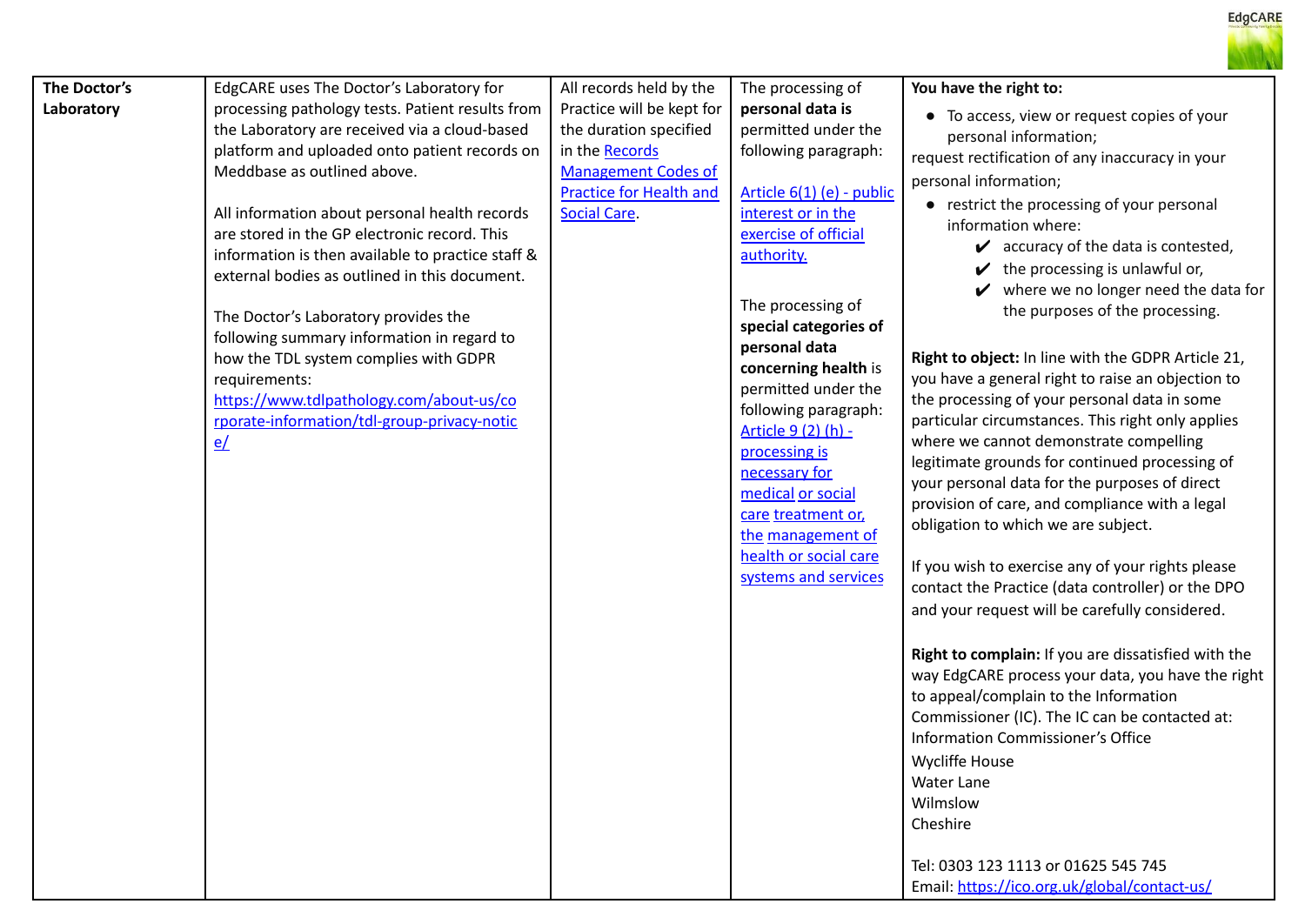| The Doctor's Laboratory | EdgCARE uses The Doctor's Laboratory for processing pathology tests. Patient results from the Laboratory are received via a cloud-based platform and uploaded onto patient records on Meddbase as outlined above.<br><br>All information about personal health records are stored in the GP electronic record. This information is then available to practice staff & external bodies as outlined in this document.<br><br>The Doctor's Laboratory provides the following summary information in regard to how the TDL system complies with GDPR requirements: https://www.tdlpathology.com/about-us/corporate-information/tdl-group-privacy-notice/ | All records held by the Practice will be kept for the duration specified in the Records Management Codes of Practice for Health and Social Care. | The processing of **personal data is** permitted under the following paragraph:<br><br>Article 6(1) (e) - public interest or in the exercise of official authority.<br><br>The processing of **special categories of personal data concerning health** is permitted under the following paragraph: Article 9 (2) (h) - processing is necessary for medical or social care treatment or, the management of health or social care systems and services | **You have the right to:**<br>• To access, view or request copies of your personal information;<br>request rectification of any inaccuracy in your personal information;<br>• restrict the processing of your personal information where:<br>✔ accuracy of the data is contested,<br>✔ the processing is unlawful or,<br>✔ where we no longer need the data for the purposes of the processing.<br><br>**Right to object:** In line with the GDPR Article 21, you have a general right to raise an objection to the processing of your personal data in some particular circumstances. This right only applies where we cannot demonstrate compelling legitimate grounds for continued processing of your personal data for the purposes of direct provision of care, and compliance with a legal obligation to which we are subject.<br><br>If you wish to exercise any of your rights please contact the Practice (data controller) or the DPO and your request will be carefully considered.<br><br>**Right to complain:** If you are dissatisfied with the way EdgCARE process your data, you have the right to appeal/complain to the Information Commissioner (IC). The IC can be contacted at:<br>Information Commissioner's Office<br>Wycliffe House<br>Water Lane<br>Wilmslow<br>Cheshire<br><br>Tel: 0303 123 1113 or 01625 545 745<br>Email: https://ico.org.uk/global/contact-us/ |
|---|---|---|---|---|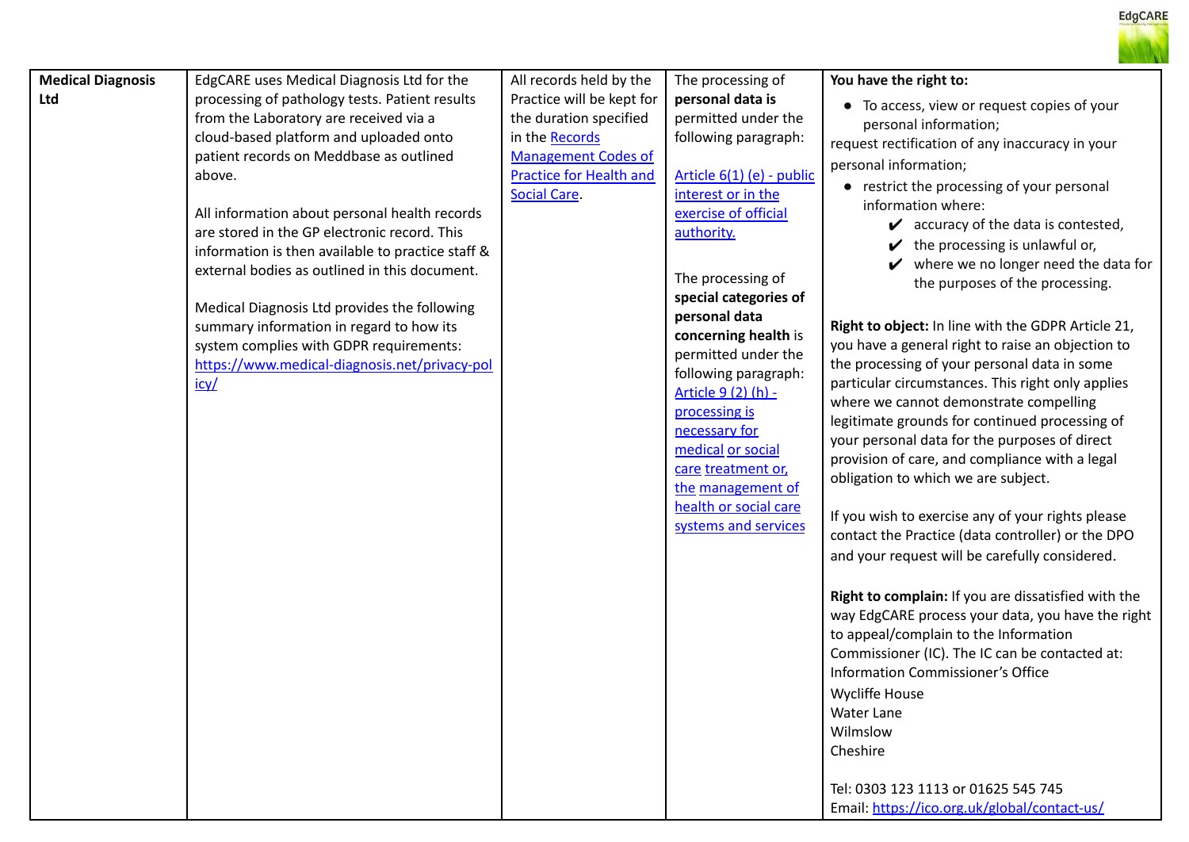| **Medical Diagnosis Ltd** | EdgCARE uses Medical Diagnosis Ltd for the processing of pathology tests. Patient results from the Laboratory are received via a cloud-based platform and uploaded onto patient records on Meddbase as outlined above.<br><br>All information about personal health records are stored in the GP electronic record. This information is then available to practice staff & external bodies as outlined in this document.<br><br>Medical Diagnosis Ltd provides the following summary information in regard to how its system complies with GDPR requirements: [https://www.medical-diagnosis.net/privacy-policy/](https://www.medical-diagnosis.net/privacy-policy/) | All records held by the Practice will be kept for the duration specified in the [Records Management Codes of Practice for Health and Social Care](). | The processing of **personal data is** permitted under the following paragraph:<br><br>[Article 6(1) (e) - public interest or in the exercise of official authority.]()<br><br>The processing of **special categories of personal data concerning health** is permitted under the following paragraph: [Article 9 (2) (h) - processing is necessary for medical or social care treatment or, the management of health or social care systems and services]() | **You have the right to:**<br>• To access, view or request copies of your personal information;<br>request rectification of any inaccuracy in your personal information;<br>• restrict the processing of your personal information where:<br>✔ accuracy of the data is contested,<br>✔ the processing is unlawful or,<br>✔ where we no longer need the data for the purposes of the processing.<br><br>**Right to object:** In line with the GDPR Article 21, you have a general right to raise an objection to the processing of your personal data in some particular circumstances. This right only applies where we cannot demonstrate compelling legitimate grounds for continued processing of your personal data for the purposes of direct provision of care, and compliance with a legal obligation to which we are subject.<br><br>If you wish to exercise any of your rights please contact the Practice (data controller) or the DPO and your request will be carefully considered.<br><br>**Right to complain:** If you are dissatisfied with the way EdgCARE process your data, you have the right to appeal/complain to the Information Commissioner (IC). The IC can be contacted at: Information Commissioner's Office<br>Wycliffe House<br>Water Lane<br>Wilmslow<br>Cheshire<br><br>Tel: 0303 123 1113 or 01625 545 745<br>Email: [https://ico.org.uk/global/contact-us/](https://ico.org.uk/global/contact-us/) |
|---|---|---|---|---|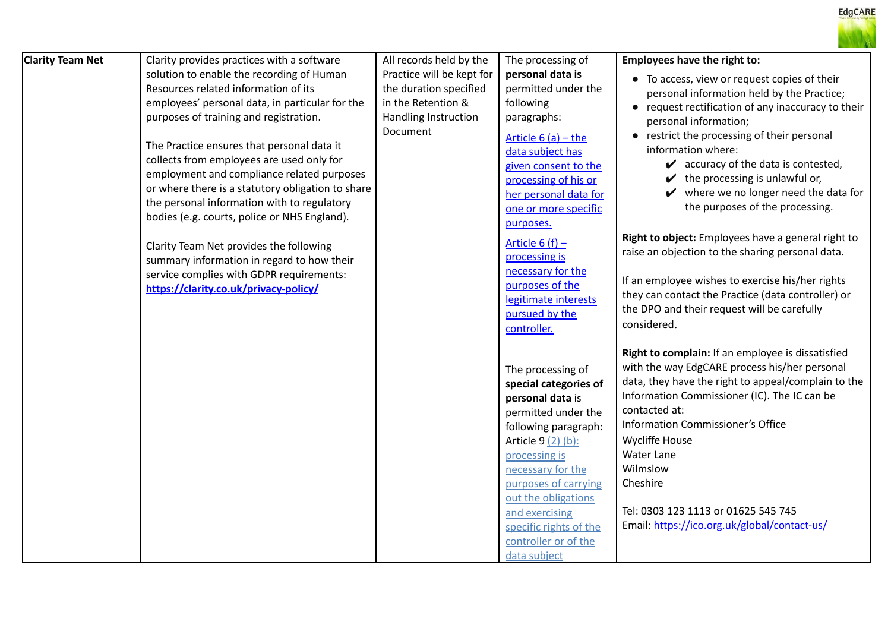| **Clarity Team Net** | Clarity provides practices with a software solution to enable the recording of Human Resources related information of its employees' personal data, in particular for the purposes of training and registration.<br><br>The Practice ensures that personal data it collects from employees are used only for employment and compliance related purposes or where there is a statutory obligation to share the personal information with to regulatory bodies (e.g. courts, police or NHS England).<br><br>Clarity Team Net provides the following summary information in regard to how their service complies with GDPR requirements: **https://clarity.co.uk/privacy-policy/** | All records held by the Practice will be kept for the duration specified in the Retention & Handling Instruction Document | The processing of **personal data is** permitted under the following paragraphs:<br><br>Article 6 (a) – the data subject has given consent to the processing of his or her personal data for one or more specific purposes.<br><br>Article 6 (f) – processing is necessary for the purposes of the legitimate interests pursued by the controller.<br><br>The processing of **special categories of personal data** is permitted under the following paragraph: Article 9 (2) (b): processing is necessary for the purposes of carrying out the obligations and exercising specific rights of the controller or of the data subject | **Employees have the right to:**<br>• To access, view or request copies of their personal information held by the Practice;<br>• request rectification of any inaccuracy to their personal information;<br>• restrict the processing of their personal information where:<br>✔ accuracy of the data is contested,<br>✔ the processing is unlawful or,<br>✔ where we no longer need the data for the purposes of the processing.<br><br>**Right to object:** Employees have a general right to raise an objection to the sharing personal data.<br><br>If an employee wishes to exercise his/her rights they can contact the Practice (data controller) or the DPO and their request will be carefully considered.<br><br>**Right to complain:** If an employee is dissatisfied with the way EdgCARE process his/her personal data, they have the right to appeal/complain to the Information Commissioner (IC). The IC can be contacted at:<br>Information Commissioner's Office<br>Wycliffe House<br>Water Lane<br>Wilmslow<br>Cheshire<br><br>Tel: 0303 123 1113 or 01625 545 745<br>Email: https://ico.org.uk/global/contact-us/ |
|---|---|---|---|---|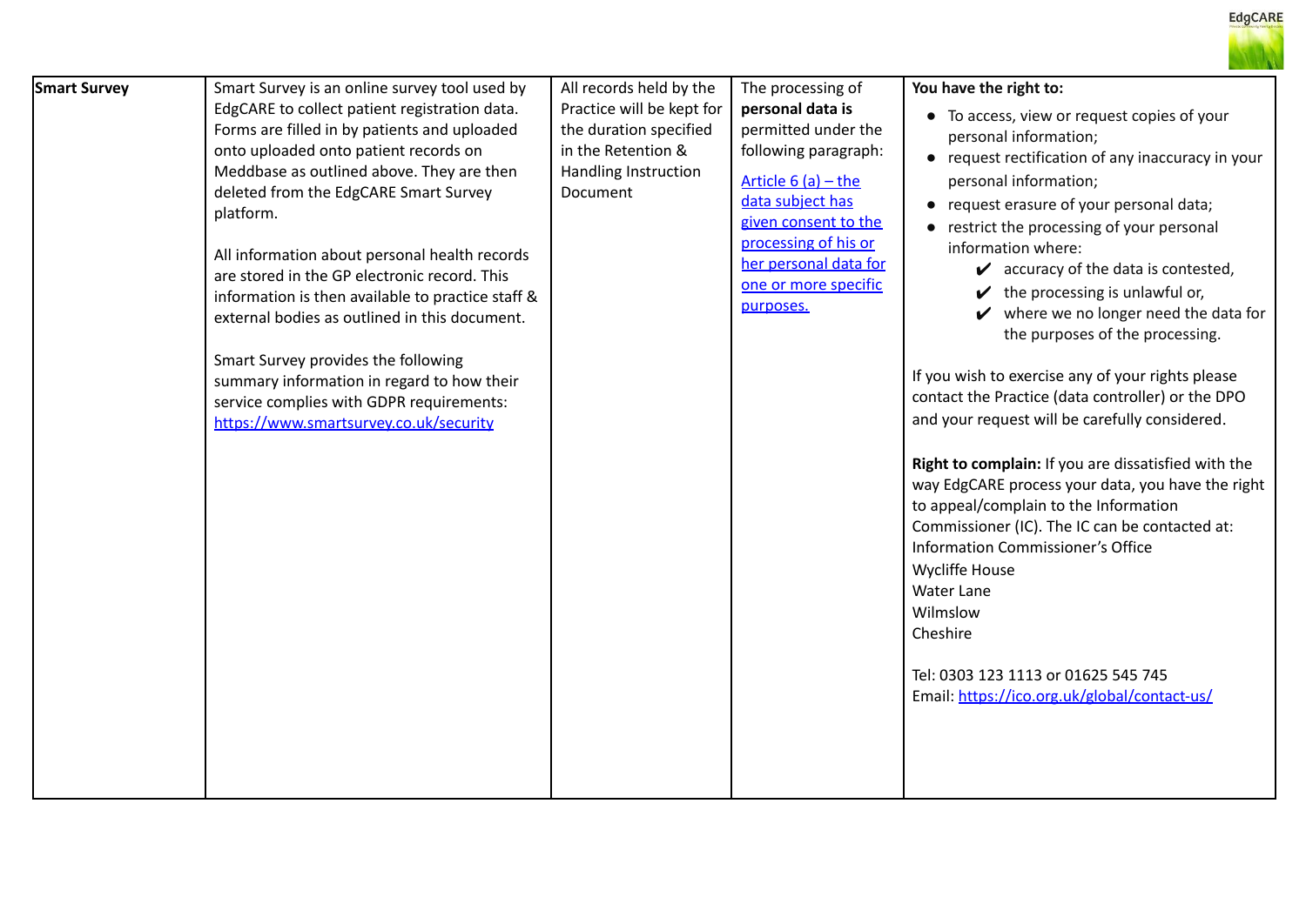| Smart Survey | Smart Survey is an online survey tool used by EdgCARE to collect patient registration data. Forms are filled in by patients and uploaded onto uploaded onto patient records on Meddbase as outlined above. They are then deleted from the EdgCARE Smart Survey platform.<br><br>All information about personal health records are stored in the GP electronic record. This information is then available to practice staff & external bodies as outlined in this document.<br><br>Smart Survey provides the following summary information in regard to how their service complies with GDPR requirements: [https://www.smartsurvey.co.uk/security](https://www.smartsurvey.co.uk/security) | All records held by the Practice will be kept for the duration specified in the Retention & Handling Instruction Document | The processing of **personal data is** permitted under the following paragraph:<br><br>Article 6 (a) – the data subject has given consent to the processing of his or her personal data for one or more specific purposes. | **You have the right to:**<br>• To access, view or request copies of your personal information;<br>• request rectification of any inaccuracy in your personal information;<br>• request erasure of your personal data;<br>• restrict the processing of your personal information where:<br>✔ accuracy of the data is contested,<br>✔ the processing is unlawful or,<br>✔ where we no longer need the data for the purposes of the processing.<br><br>If you wish to exercise any of your rights please contact the Practice (data controller) or the DPO and your request will be carefully considered.<br><br>**Right to complain:** If you are dissatisfied with the way EdgCARE process your data, you have the right to appeal/complain to the Information Commissioner (IC). The IC can be contacted at:<br>Information Commissioner's Office<br>Wycliffe House<br>Water Lane<br>Wilmslow<br>Cheshire<br><br>Tel: 0303 123 1113 or 01625 545 745<br>Email: [https://ico.org.uk/global/contact-us/](https://ico.org.uk/global/contact-us/) |
|---|---|---|---|---|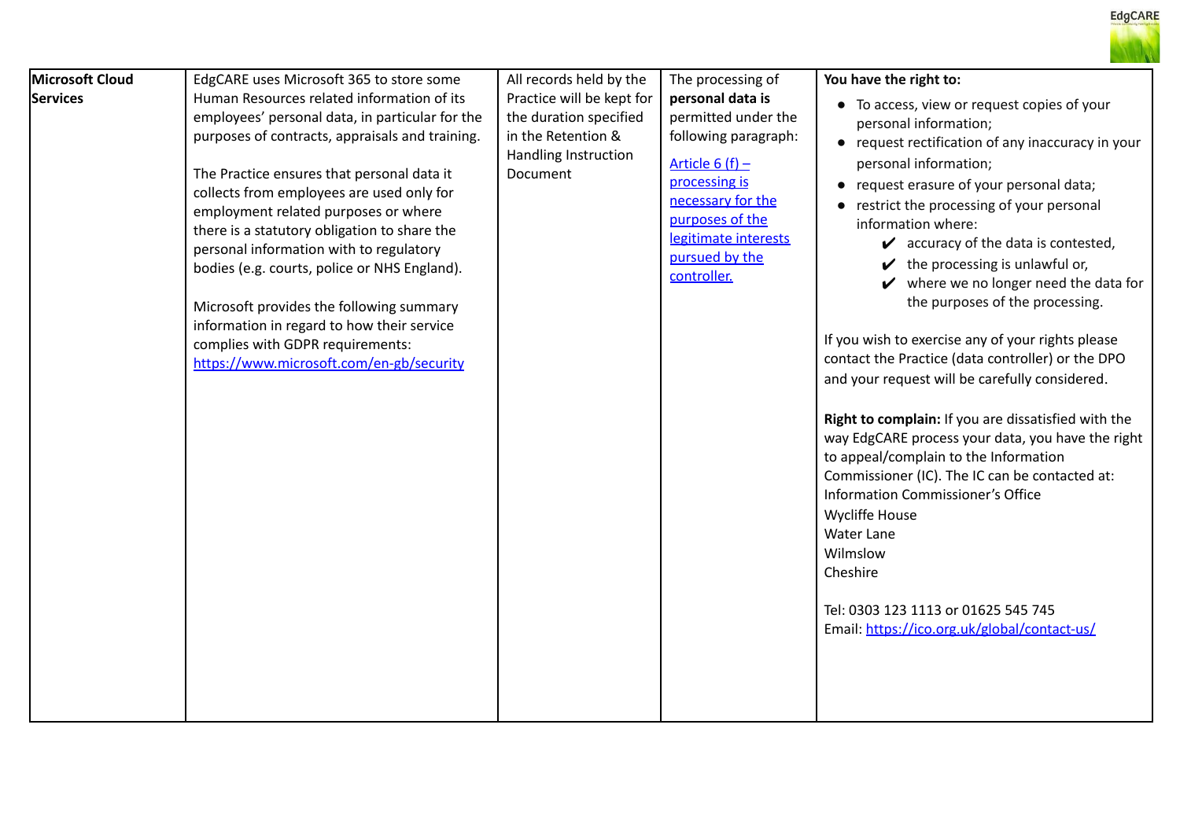| **Microsoft Cloud Services** | EdgCARE uses Microsoft 365 to store some Human Resources related information of its employees' personal data, in particular for the purposes of contracts, appraisals and training.<br><br>The Practice ensures that personal data it collects from employees are used only for employment related purposes or where there is a statutory obligation to share the personal information with to regulatory bodies (e.g. courts, police or NHS England).<br><br>Microsoft provides the following summary information in regard to how their service complies with GDPR requirements: [https://www.microsoft.com/en-gb/security](https://www.microsoft.com/en-gb/security) | All records held by the Practice will be kept for the duration specified in the Retention & Handling Instruction Document | The processing of **personal data is** permitted under the following paragraph:<br><br>Article 6 (f) – processing is necessary for the purposes of the legitimate interests pursued by the controller. | **You have the right to:**<br>● To access, view or request copies of your personal information;<br>● request rectification of any inaccuracy in your personal information;<br>● request erasure of your personal data;<br>● restrict the processing of your personal information where:<br>✔ accuracy of the data is contested,<br>✔ the processing is unlawful or,<br>✔ where we no longer need the data for the purposes of the processing.<br><br>If you wish to exercise any of your rights please contact the Practice (data controller) or the DPO and your request will be carefully considered.<br><br>**Right to complain:** If you are dissatisfied with the way EdgCARE process your data, you have the right to appeal/complain to the Information Commissioner (IC). The IC can be contacted at:<br>Information Commissioner's Office<br>Wycliffe House<br>Water Lane<br>Wilmslow<br>Cheshire<br><br>Tel: 0303 123 1113 or 01625 545 745<br>Email: [https://ico.org.uk/global/contact-us/](https://ico.org.uk/global/contact-us/) |
|---|---|---|---|---|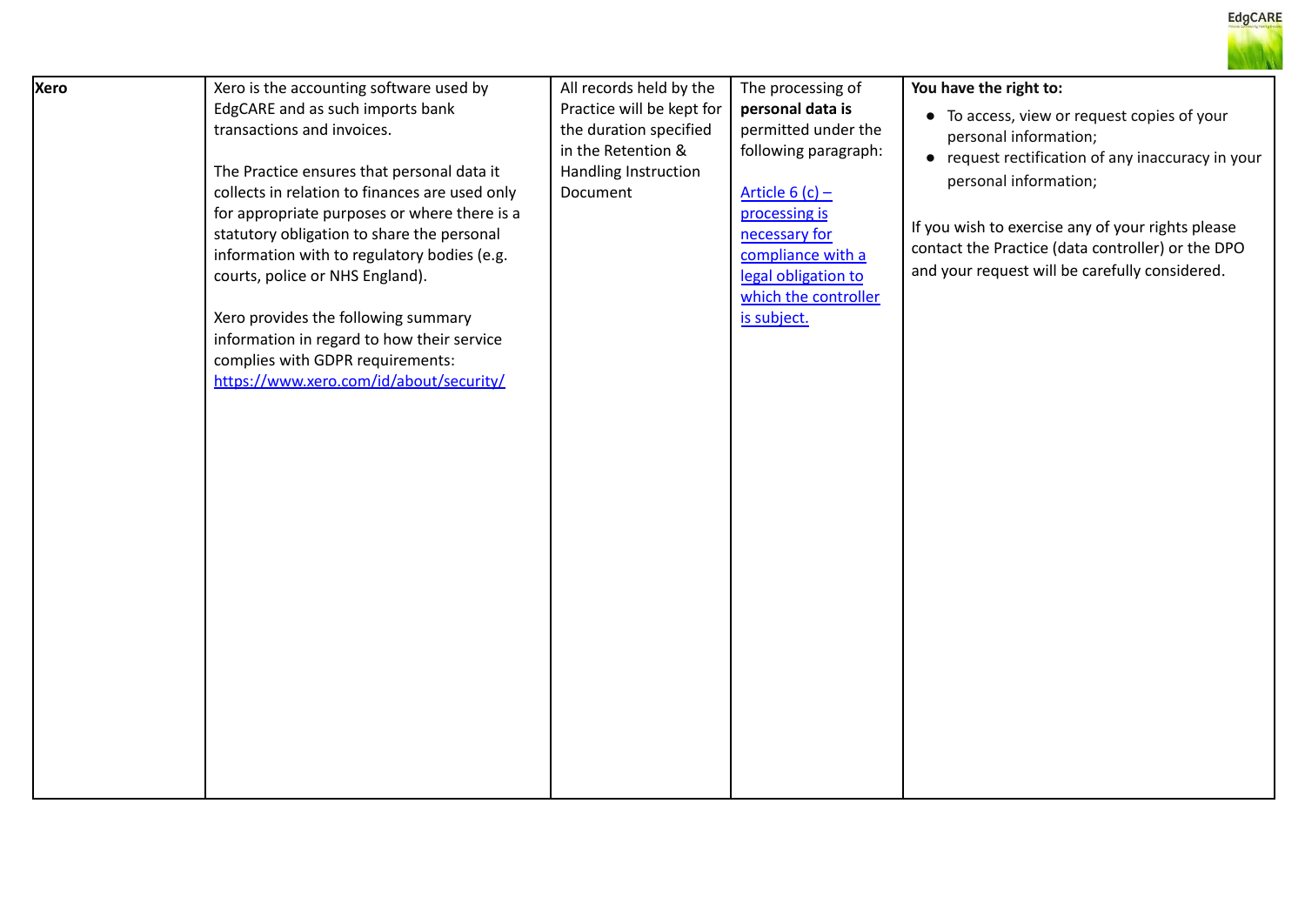| Xero | Xero is the accounting software used by EdgCARE and as such imports bank transactions and invoices.<br><br>The Practice ensures that personal data it collects in relation to finances are used only for appropriate purposes or where there is a statutory obligation to share the personal information with to regulatory bodies (e.g. courts, police or NHS England).<br><br>Xero provides the following summary information in regard to how their service complies with GDPR requirements: [https://www.xero.com/id/about/security/](https://www.xero.com/id/about/security/) | All records held by the Practice will be kept for the duration specified in the Retention & Handling Instruction Document | The processing of **personal data is** permitted under the following paragraph:<br><br>Article 6 (c) – processing is necessary for compliance with a legal obligation to which the controller is subject. | **You have the right to:**<br><br>• To access, view or request copies of your personal information;<br>• request rectification of any inaccuracy in your personal information;<br><br>If you wish to exercise any of your rights please contact the Practice (data controller) or the DPO and your request will be carefully considered. |
|---|---|---|---|---|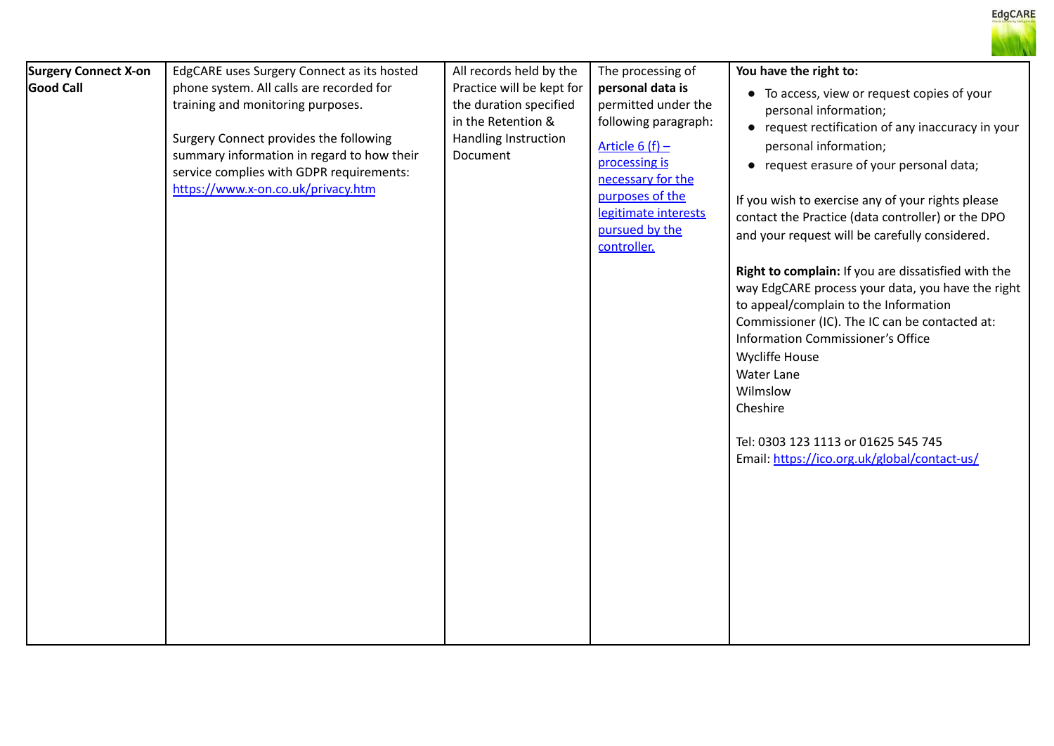| Surgery Connect X-on Good Call | EdgCARE uses Surgery Connect as its hosted phone system. All calls are recorded for training and monitoring purposes.<br><br>Surgery Connect provides the following summary information in regard to how their service complies with GDPR requirements: [https://www.x-on.co.uk/privacy.htm](https://www.x-on.co.uk/privacy.htm) | All records held by the Practice will be kept for the duration specified in the Retention & Handling Instruction Document | The processing of **personal data is** permitted under the following paragraph:<br><br>Article 6 (f) – processing is necessary for the purposes of the legitimate interests pursued by the controller. | **You have the right to:**<br><br>• To access, view or request copies of your personal information;<br>• request rectification of any inaccuracy in your personal information;<br>• request erasure of your personal data;<br><br>If you wish to exercise any of your rights please contact the Practice (data controller) or the DPO and your request will be carefully considered.<br><br>**Right to complain:** If you are dissatisfied with the way EdgCARE process your data, you have the right to appeal/complain to the Information Commissioner (IC). The IC can be contacted at:<br>Information Commissioner's Office<br>Wycliffe House<br>Water Lane<br>Wilmslow<br>Cheshire<br><br>Tel: 0303 123 1113 or 01625 545 745<br>Email: [https://ico.org.uk/global/contact-us/](https://ico.org.uk/global/contact-us/) |
|---|---|---|---|---|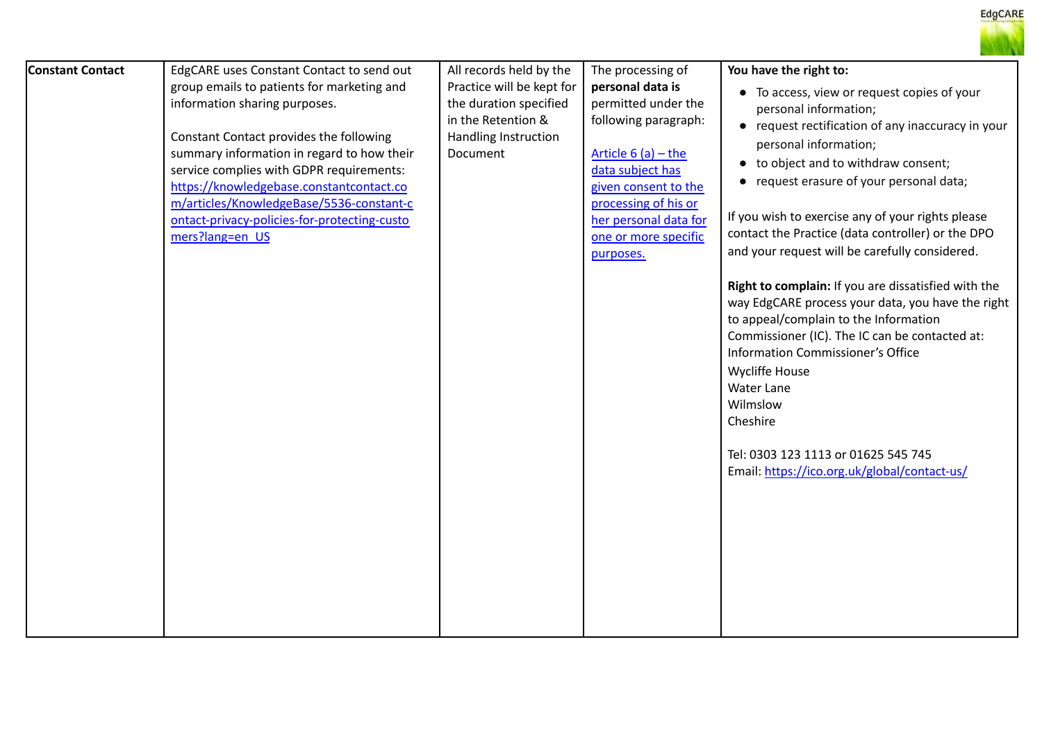| | | | | |
|---|---|---|---|---|
| **Constant Contact** | EdgCARE uses Constant Contact to send out group emails to patients for marketing and information sharing purposes.<br><br>Constant Contact provides the following summary information in regard to how their service complies with GDPR requirements: [https://knowledgebase.constantcontact.com/articles/KnowledgeBase/5536-constant-contact-privacy-policies-for-protecting-customers?lang=en_US](https://knowledgebase.constantcontact.com/articles/KnowledgeBase/5536-constant-contact-privacy-policies-for-protecting-customers?lang=en_US) | All records held by the Practice will be kept for the duration specified in the Retention & Handling Instruction Document | The processing of **personal data is** permitted under the following paragraph:<br><br>Article 6 (a) – the data subject has given consent to the processing of his or her personal data for one or more specific purposes. | **You have the right to:**<br>• To access, view or request copies of your personal information;<br>• request rectification of any inaccuracy in your personal information;<br>• to object and to withdraw consent;<br>• request erasure of your personal data;<br><br>If you wish to exercise any of your rights please contact the Practice (data controller) or the DPO and your request will be carefully considered.<br><br>**Right to complain:** If you are dissatisfied with the way EdgCARE process your data, you have the right to appeal/complain to the Information Commissioner (IC). The IC can be contacted at: Information Commissioner's Office<br>Wycliffe House<br>Water Lane<br>Wilmslow<br>Cheshire<br><br>Tel: 0303 123 1113 or 01625 545 745<br>Email: [https://ico.org.uk/global/contact-us/](https://ico.org.uk/global/contact-us/) |